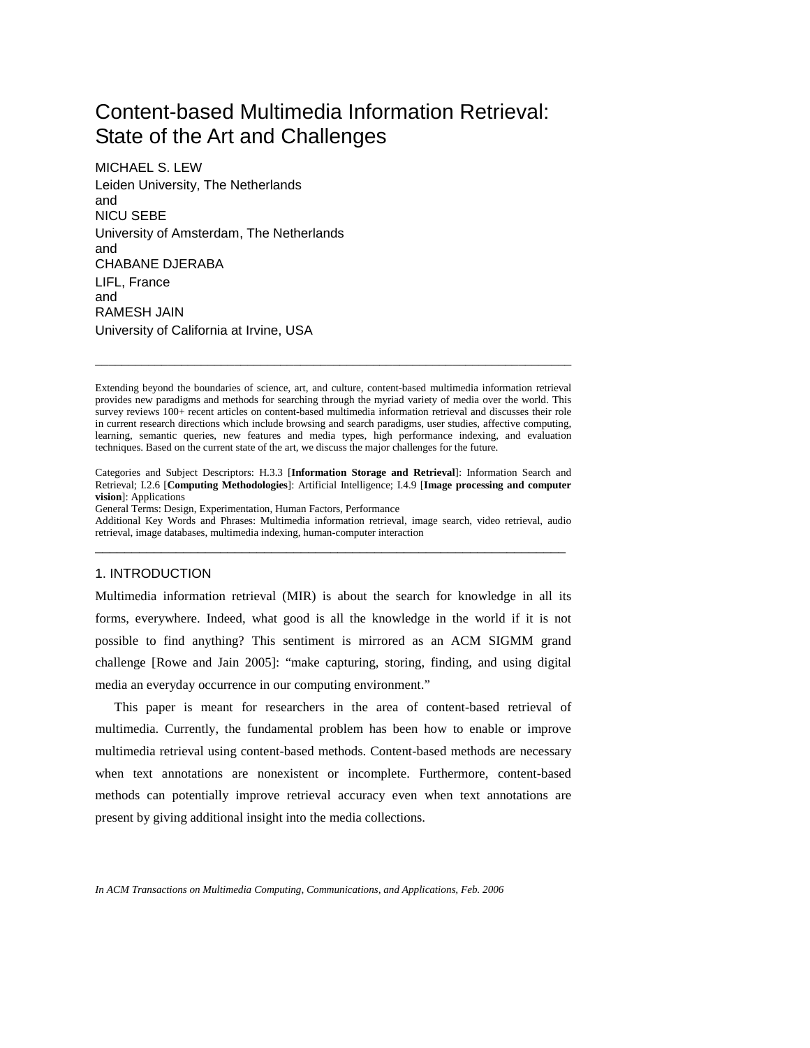# Content-based Multimedia Information Retrieval: State of the Art and Challenges

MICHAEL S. LEW
Leiden University, The Netherlands
and
NICU SEBE
University of Amsterdam, The Netherlands
and
CHABANE DJERABA
LIFL, France
and
RAMESH JAIN
University of California at Irvine, USA

---

Extending beyond the boundaries of science, art, and culture, content-based multimedia information retrieval provides new paradigms and methods for searching through the myriad variety of media over the world. This survey reviews 100+ recent articles on content-based multimedia information retrieval and discusses their role in current research directions which include browsing and search paradigms, user studies, affective computing, learning, semantic queries, new features and media types, high performance indexing, and evaluation techniques. Based on the current state of the art, we discuss the major challenges for the future.

Categories and Subject Descriptors: H.3.3 [**Information Storage and Retrieval**]: Information Search and Retrieval; I.2.6 [**Computing Methodologies**]: Artificial Intelligence; I.4.9 [**Image processing and computer vision**]: Applications

General Terms: Design, Experimentation, Human Factors, Performance

Additional Key Words and Phrases: Multimedia information retrieval, image search, video retrieval, audio retrieval, image databases, multimedia indexing, human-computer interaction

---

## 1. INTRODUCTION

Multimedia information retrieval (MIR) is about the search for knowledge in all its forms, everywhere. Indeed, what good is all the knowledge in the world if it is not possible to find anything? This sentiment is mirrored as an ACM SIGMM grand challenge [Rowe and Jain 2005]: "make capturing, storing, finding, and using digital media an everyday occurrence in our computing environment."

This paper is meant for researchers in the area of content-based retrieval of multimedia. Currently, the fundamental problem has been how to enable or improve multimedia retrieval using content-based methods. Content-based methods are necessary when text annotations are nonexistent or incomplete. Furthermore, content-based methods can potentially improve retrieval accuracy even when text annotations are present by giving additional insight into the media collections.

*In ACM Transactions on Multimedia Computing, Communications, and Applications, Feb. 2006*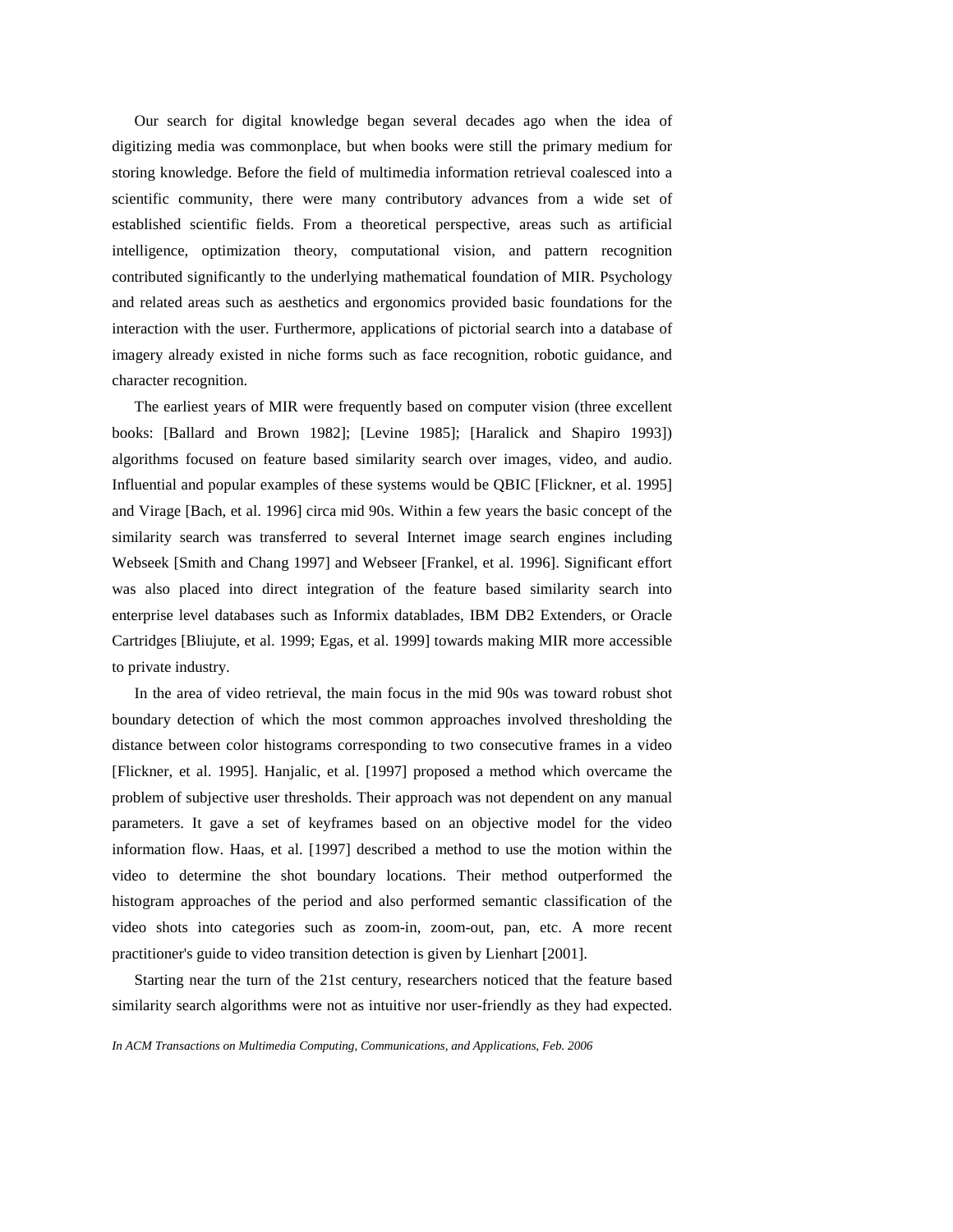Our search for digital knowledge began several decades ago when the idea of digitizing media was commonplace, but when books were still the primary medium for storing knowledge. Before the field of multimedia information retrieval coalesced into a scientific community, there were many contributory advances from a wide set of established scientific fields. From a theoretical perspective, areas such as artificial intelligence, optimization theory, computational vision, and pattern recognition contributed significantly to the underlying mathematical foundation of MIR. Psychology and related areas such as aesthetics and ergonomics provided basic foundations for the interaction with the user. Furthermore, applications of pictorial search into a database of imagery already existed in niche forms such as face recognition, robotic guidance, and character recognition.

The earliest years of MIR were frequently based on computer vision (three excellent books: [Ballard and Brown 1982]; [Levine 1985]; [Haralick and Shapiro 1993]) algorithms focused on feature based similarity search over images, video, and audio. Influential and popular examples of these systems would be QBIC [Flickner, et al. 1995] and Virage [Bach, et al. 1996] circa mid 90s. Within a few years the basic concept of the similarity search was transferred to several Internet image search engines including Webseek [Smith and Chang 1997] and Webseer [Frankel, et al. 1996]. Significant effort was also placed into direct integration of the feature based similarity search into enterprise level databases such as Informix datablades, IBM DB2 Extenders, or Oracle Cartridges [Bliujute, et al. 1999; Egas, et al. 1999] towards making MIR more accessible to private industry.

In the area of video retrieval, the main focus in the mid 90s was toward robust shot boundary detection of which the most common approaches involved thresholding the distance between color histograms corresponding to two consecutive frames in a video [Flickner, et al. 1995]. Hanjalic, et al. [1997] proposed a method which overcame the problem of subjective user thresholds. Their approach was not dependent on any manual parameters. It gave a set of keyframes based on an objective model for the video information flow. Haas, et al. [1997] described a method to use the motion within the video to determine the shot boundary locations. Their method outperformed the histogram approaches of the period and also performed semantic classification of the video shots into categories such as zoom-in, zoom-out, pan, etc. A more recent practitioner's guide to video transition detection is given by Lienhart [2001].

Starting near the turn of the 21st century, researchers noticed that the feature based similarity search algorithms were not as intuitive nor user-friendly as they had expected.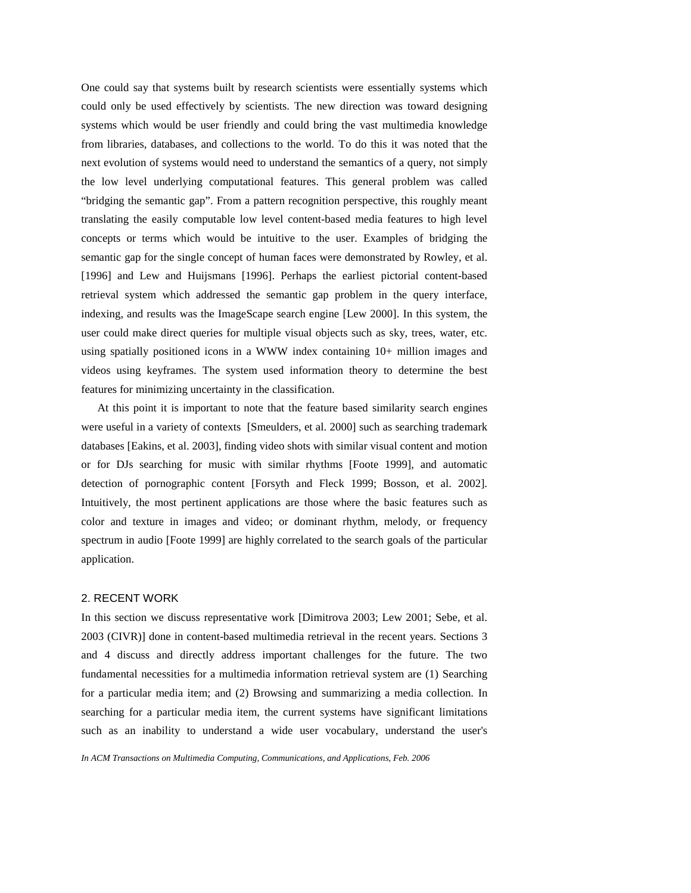One could say that systems built by research scientists were essentially systems which could only be used effectively by scientists. The new direction was toward designing systems which would be user friendly and could bring the vast multimedia knowledge from libraries, databases, and collections to the world. To do this it was noted that the next evolution of systems would need to understand the semantics of a query, not simply the low level underlying computational features. This general problem was called "bridging the semantic gap". From a pattern recognition perspective, this roughly meant translating the easily computable low level content-based media features to high level concepts or terms which would be intuitive to the user. Examples of bridging the semantic gap for the single concept of human faces were demonstrated by Rowley, et al. [1996] and Lew and Huijsmans [1996]. Perhaps the earliest pictorial content-based retrieval system which addressed the semantic gap problem in the query interface, indexing, and results was the ImageScape search engine [Lew 2000]. In this system, the user could make direct queries for multiple visual objects such as sky, trees, water, etc. using spatially positioned icons in a WWW index containing 10+ million images and videos using keyframes. The system used information theory to determine the best features for minimizing uncertainty in the classification.

At this point it is important to note that the feature based similarity search engines were useful in a variety of contexts [Smeulders, et al. 2000] such as searching trademark databases [Eakins, et al. 2003], finding video shots with similar visual content and motion or for DJs searching for music with similar rhythms [Foote 1999], and automatic detection of pornographic content [Forsyth and Fleck 1999; Bosson, et al. 2002]. Intuitively, the most pertinent applications are those where the basic features such as color and texture in images and video; or dominant rhythm, melody, or frequency spectrum in audio [Foote 1999] are highly correlated to the search goals of the particular application.

## 2. RECENT WORK

In this section we discuss representative work [Dimitrova 2003; Lew 2001; Sebe, et al. 2003 (CIVR)] done in content-based multimedia retrieval in the recent years. Sections 3 and 4 discuss and directly address important challenges for the future. The two fundamental necessities for a multimedia information retrieval system are (1) Searching for a particular media item; and (2) Browsing and summarizing a media collection. In searching for a particular media item, the current systems have significant limitations such as an inability to understand a wide user vocabulary, understand the user's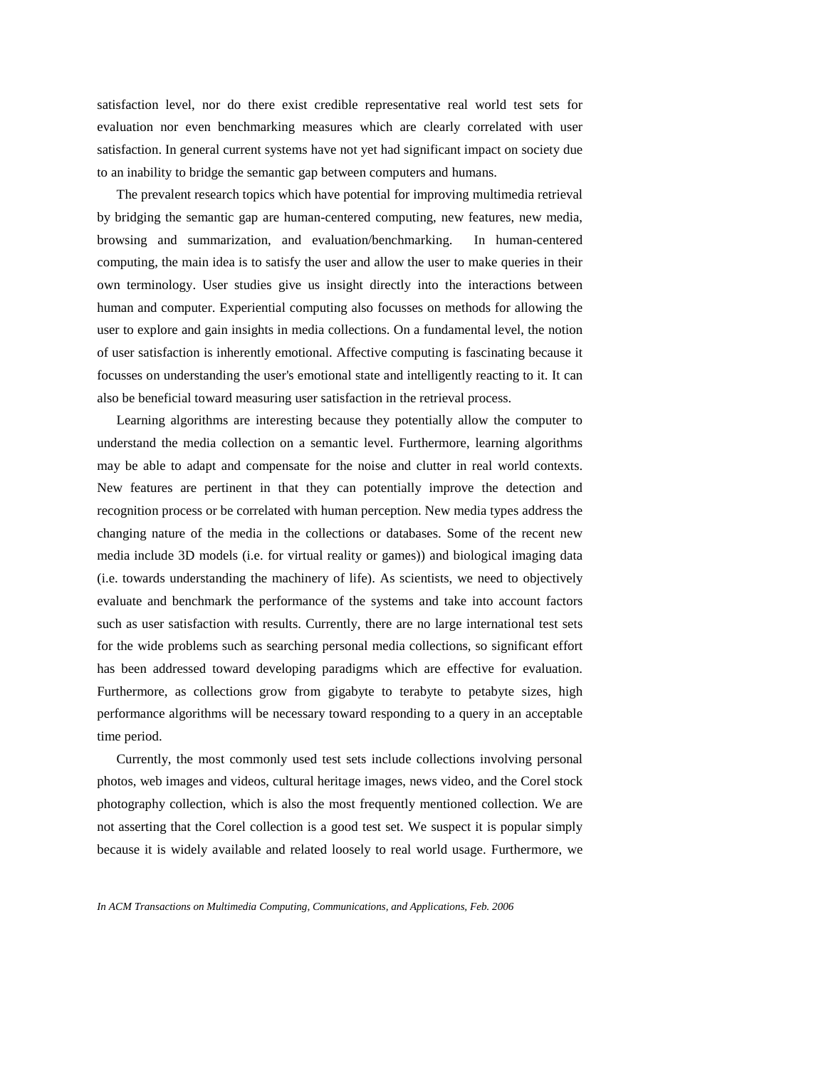satisfaction level, nor do there exist credible representative real world test sets for evaluation nor even benchmarking measures which are clearly correlated with user satisfaction. In general current systems have not yet had significant impact on society due to an inability to bridge the semantic gap between computers and humans.

The prevalent research topics which have potential for improving multimedia retrieval by bridging the semantic gap are human-centered computing, new features, new media, browsing and summarization, and evaluation/benchmarking. In human-centered computing, the main idea is to satisfy the user and allow the user to make queries in their own terminology. User studies give us insight directly into the interactions between human and computer. Experiential computing also focusses on methods for allowing the user to explore and gain insights in media collections. On a fundamental level, the notion of user satisfaction is inherently emotional. Affective computing is fascinating because it focusses on understanding the user's emotional state and intelligently reacting to it. It can also be beneficial toward measuring user satisfaction in the retrieval process.

Learning algorithms are interesting because they potentially allow the computer to understand the media collection on a semantic level. Furthermore, learning algorithms may be able to adapt and compensate for the noise and clutter in real world contexts. New features are pertinent in that they can potentially improve the detection and recognition process or be correlated with human perception. New media types address the changing nature of the media in the collections or databases. Some of the recent new media include 3D models (i.e. for virtual reality or games)) and biological imaging data (i.e. towards understanding the machinery of life). As scientists, we need to objectively evaluate and benchmark the performance of the systems and take into account factors such as user satisfaction with results. Currently, there are no large international test sets for the wide problems such as searching personal media collections, so significant effort has been addressed toward developing paradigms which are effective for evaluation. Furthermore, as collections grow from gigabyte to terabyte to petabyte sizes, high performance algorithms will be necessary toward responding to a query in an acceptable time period.

Currently, the most commonly used test sets include collections involving personal photos, web images and videos, cultural heritage images, news video, and the Corel stock photography collection, which is also the most frequently mentioned collection. We are not asserting that the Corel collection is a good test set. We suspect it is popular simply because it is widely available and related loosely to real world usage. Furthermore, we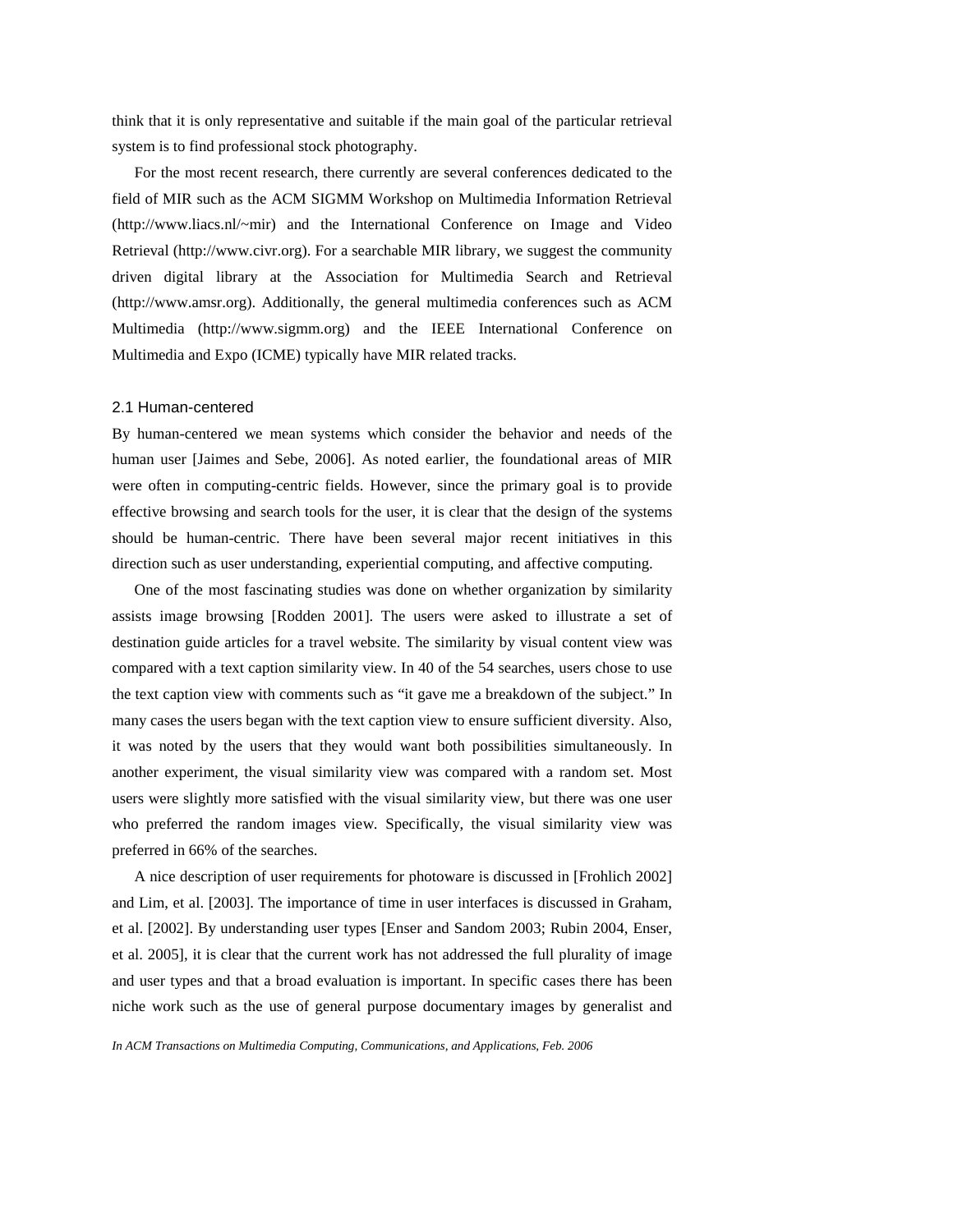think that it is only representative and suitable if the main goal of the particular retrieval system is to find professional stock photography.

For the most recent research, there currently are several conferences dedicated to the field of MIR such as the ACM SIGMM Workshop on Multimedia Information Retrieval (http://www.liacs.nl/~mir) and the International Conference on Image and Video Retrieval (http://www.civr.org). For a searchable MIR library, we suggest the community driven digital library at the Association for Multimedia Search and Retrieval (http://www.amsr.org). Additionally, the general multimedia conferences such as ACM Multimedia (http://www.sigmm.org) and the IEEE International Conference on Multimedia and Expo (ICME) typically have MIR related tracks.

### 2.1 Human-centered

By human-centered we mean systems which consider the behavior and needs of the human user [Jaimes and Sebe, 2006]. As noted earlier, the foundational areas of MIR were often in computing-centric fields. However, since the primary goal is to provide effective browsing and search tools for the user, it is clear that the design of the systems should be human-centric. There have been several major recent initiatives in this direction such as user understanding, experiential computing, and affective computing.

One of the most fascinating studies was done on whether organization by similarity assists image browsing [Rodden 2001]. The users were asked to illustrate a set of destination guide articles for a travel website. The similarity by visual content view was compared with a text caption similarity view. In 40 of the 54 searches, users chose to use the text caption view with comments such as "it gave me a breakdown of the subject." In many cases the users began with the text caption view to ensure sufficient diversity. Also, it was noted by the users that they would want both possibilities simultaneously. In another experiment, the visual similarity view was compared with a random set. Most users were slightly more satisfied with the visual similarity view, but there was one user who preferred the random images view. Specifically, the visual similarity view was preferred in 66% of the searches.

A nice description of user requirements for photoware is discussed in [Frohlich 2002] and Lim, et al. [2003]. The importance of time in user interfaces is discussed in Graham, et al. [2002]. By understanding user types [Enser and Sandom 2003; Rubin 2004, Enser, et al. 2005], it is clear that the current work has not addressed the full plurality of image and user types and that a broad evaluation is important. In specific cases there has been niche work such as the use of general purpose documentary images by generalist and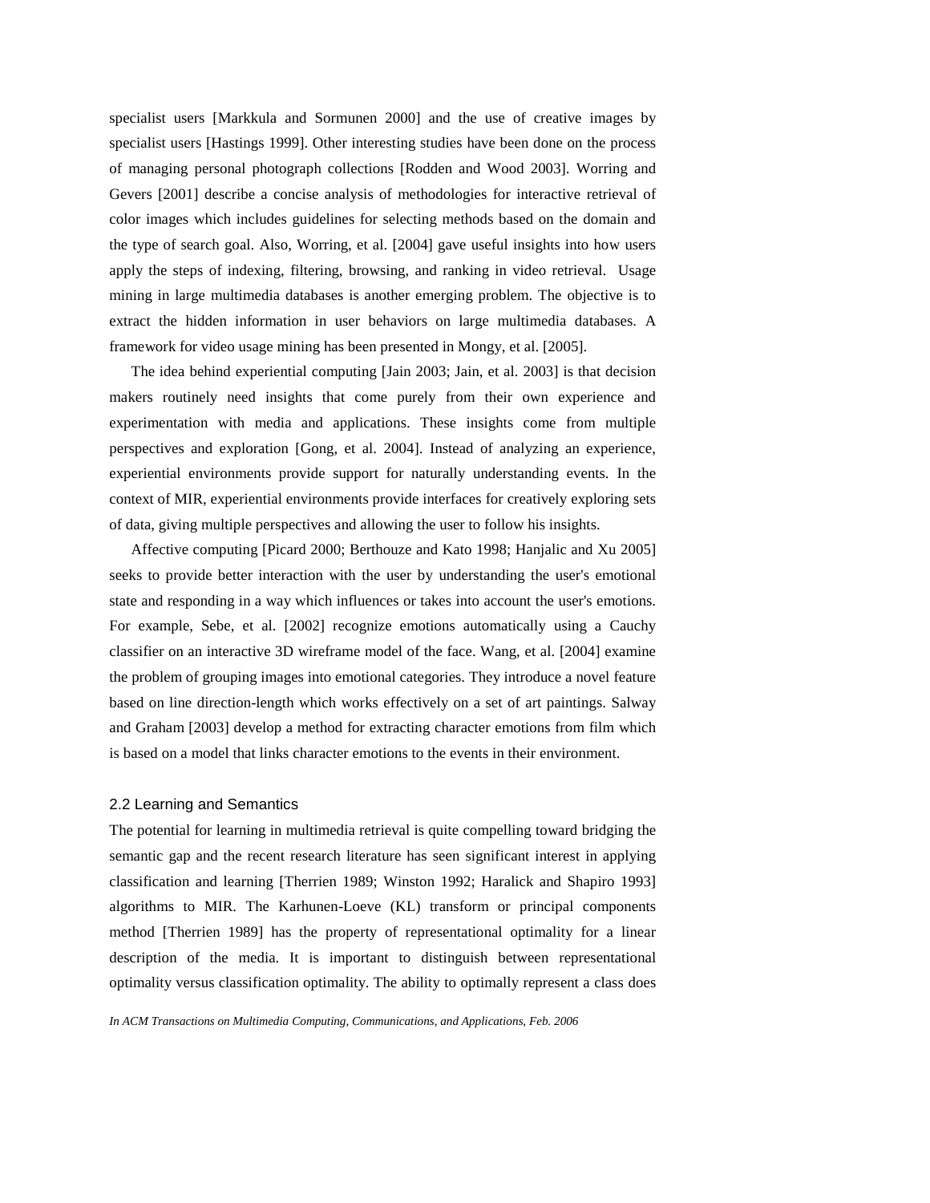specialist users [Markkula and Sormunen 2000] and the use of creative images by specialist users [Hastings 1999]. Other interesting studies have been done on the process of managing personal photograph collections [Rodden and Wood 2003]. Worring and Gevers [2001] describe a concise analysis of methodologies for interactive retrieval of color images which includes guidelines for selecting methods based on the domain and the type of search goal. Also, Worring, et al. [2004] gave useful insights into how users apply the steps of indexing, filtering, browsing, and ranking in video retrieval. Usage mining in large multimedia databases is another emerging problem. The objective is to extract the hidden information in user behaviors on large multimedia databases. A framework for video usage mining has been presented in Mongy, et al. [2005].

The idea behind experiential computing [Jain 2003; Jain, et al. 2003] is that decision makers routinely need insights that come purely from their own experience and experimentation with media and applications. These insights come from multiple perspectives and exploration [Gong, et al. 2004]. Instead of analyzing an experience, experiential environments provide support for naturally understanding events. In the context of MIR, experiential environments provide interfaces for creatively exploring sets of data, giving multiple perspectives and allowing the user to follow his insights.

Affective computing [Picard 2000; Berthouze and Kato 1998; Hanjalic and Xu 2005] seeks to provide better interaction with the user by understanding the user's emotional state and responding in a way which influences or takes into account the user's emotions. For example, Sebe, et al. [2002] recognize emotions automatically using a Cauchy classifier on an interactive 3D wireframe model of the face. Wang, et al. [2004] examine the problem of grouping images into emotional categories. They introduce a novel feature based on line direction-length which works effectively on a set of art paintings. Salway and Graham [2003] develop a method for extracting character emotions from film which is based on a model that links character emotions to the events in their environment.

### 2.2 Learning and Semantics

The potential for learning in multimedia retrieval is quite compelling toward bridging the semantic gap and the recent research literature has seen significant interest in applying classification and learning [Therrien 1989; Winston 1992; Haralick and Shapiro 1993] algorithms to MIR. The Karhunen-Loeve (KL) transform or principal components method [Therrien 1989] has the property of representational optimality for a linear description of the media. It is important to distinguish between representational optimality versus classification optimality. The ability to optimally represent a class does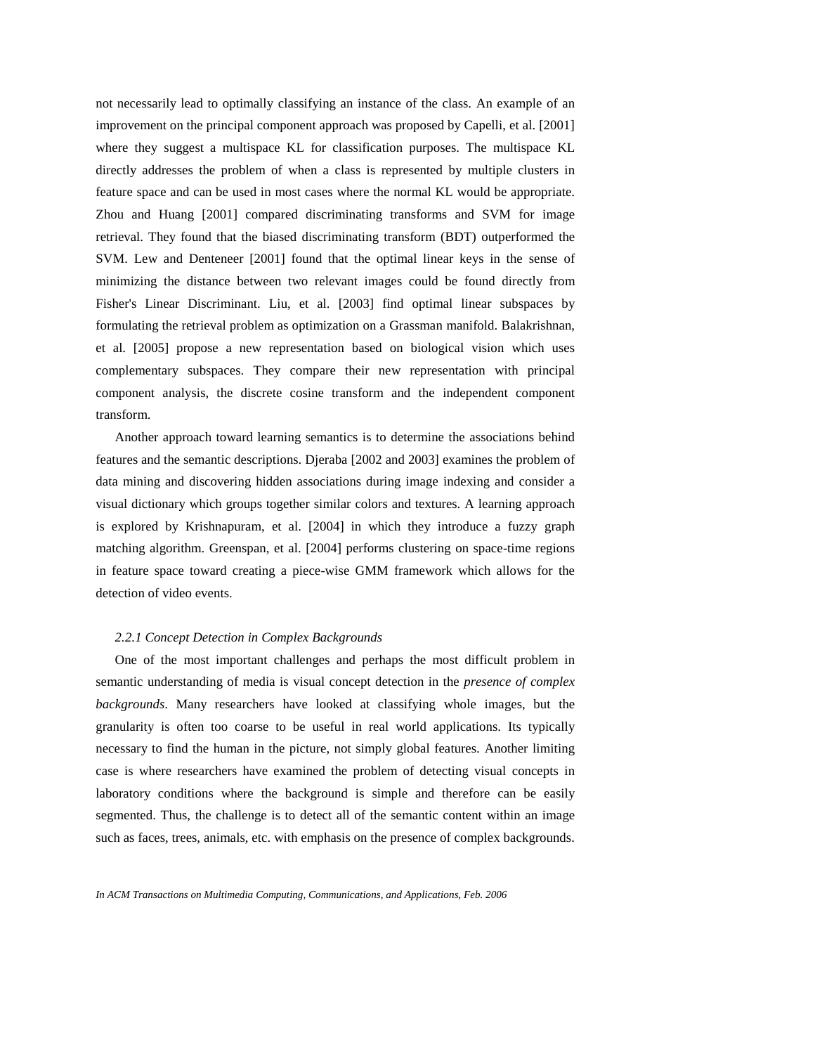not necessarily lead to optimally classifying an instance of the class. An example of an improvement on the principal component approach was proposed by Capelli, et al. [2001] where they suggest a multispace KL for classification purposes. The multispace KL directly addresses the problem of when a class is represented by multiple clusters in feature space and can be used in most cases where the normal KL would be appropriate. Zhou and Huang [2001] compared discriminating transforms and SVM for image retrieval. They found that the biased discriminating transform (BDT) outperformed the SVM. Lew and Denteneer [2001] found that the optimal linear keys in the sense of minimizing the distance between two relevant images could be found directly from Fisher's Linear Discriminant. Liu, et al. [2003] find optimal linear subspaces by formulating the retrieval problem as optimization on a Grassman manifold. Balakrishnan, et al. [2005] propose a new representation based on biological vision which uses complementary subspaces. They compare their new representation with principal component analysis, the discrete cosine transform and the independent component transform.

Another approach toward learning semantics is to determine the associations behind features and the semantic descriptions. Djeraba [2002 and 2003] examines the problem of data mining and discovering hidden associations during image indexing and consider a visual dictionary which groups together similar colors and textures. A learning approach is explored by Krishnapuram, et al. [2004] in which they introduce a fuzzy graph matching algorithm. Greenspan, et al. [2004] performs clustering on space-time regions in feature space toward creating a piece-wise GMM framework which allows for the detection of video events.

### *2.2.1 Concept Detection in Complex Backgrounds*

One of the most important challenges and perhaps the most difficult problem in semantic understanding of media is visual concept detection in the *presence of complex backgrounds*. Many researchers have looked at classifying whole images, but the granularity is often too coarse to be useful in real world applications. Its typically necessary to find the human in the picture, not simply global features. Another limiting case is where researchers have examined the problem of detecting visual concepts in laboratory conditions where the background is simple and therefore can be easily segmented. Thus, the challenge is to detect all of the semantic content within an image such as faces, trees, animals, etc. with emphasis on the presence of complex backgrounds.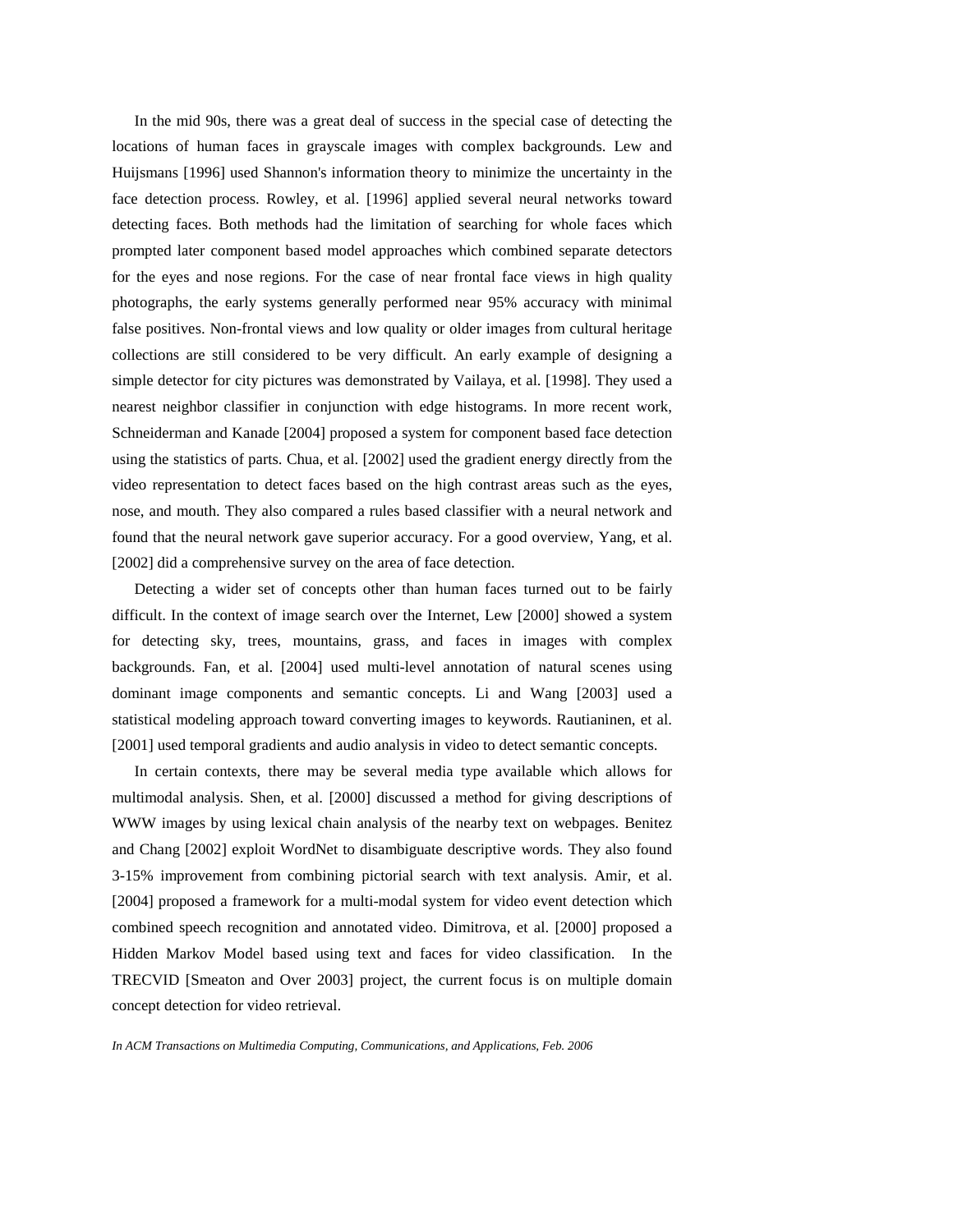In the mid 90s, there was a great deal of success in the special case of detecting the locations of human faces in grayscale images with complex backgrounds. Lew and Huijsmans [1996] used Shannon's information theory to minimize the uncertainty in the face detection process. Rowley, et al. [1996] applied several neural networks toward detecting faces. Both methods had the limitation of searching for whole faces which prompted later component based model approaches which combined separate detectors for the eyes and nose regions. For the case of near frontal face views in high quality photographs, the early systems generally performed near 95% accuracy with minimal false positives. Non-frontal views and low quality or older images from cultural heritage collections are still considered to be very difficult. An early example of designing a simple detector for city pictures was demonstrated by Vailaya, et al. [1998]. They used a nearest neighbor classifier in conjunction with edge histograms. In more recent work, Schneiderman and Kanade [2004] proposed a system for component based face detection using the statistics of parts. Chua, et al. [2002] used the gradient energy directly from the video representation to detect faces based on the high contrast areas such as the eyes, nose, and mouth. They also compared a rules based classifier with a neural network and found that the neural network gave superior accuracy. For a good overview, Yang, et al. [2002] did a comprehensive survey on the area of face detection.

Detecting a wider set of concepts other than human faces turned out to be fairly difficult. In the context of image search over the Internet, Lew [2000] showed a system for detecting sky, trees, mountains, grass, and faces in images with complex backgrounds. Fan, et al. [2004] used multi-level annotation of natural scenes using dominant image components and semantic concepts. Li and Wang [2003] used a statistical modeling approach toward converting images to keywords. Rautianinen, et al. [2001] used temporal gradients and audio analysis in video to detect semantic concepts.

In certain contexts, there may be several media type available which allows for multimodal analysis. Shen, et al. [2000] discussed a method for giving descriptions of WWW images by using lexical chain analysis of the nearby text on webpages. Benitez and Chang [2002] exploit WordNet to disambiguate descriptive words. They also found 3-15% improvement from combining pictorial search with text analysis. Amir, et al. [2004] proposed a framework for a multi-modal system for video event detection which combined speech recognition and annotated video. Dimitrova, et al. [2000] proposed a Hidden Markov Model based using text and faces for video classification. In the TRECVID [Smeaton and Over 2003] project, the current focus is on multiple domain concept detection for video retrieval.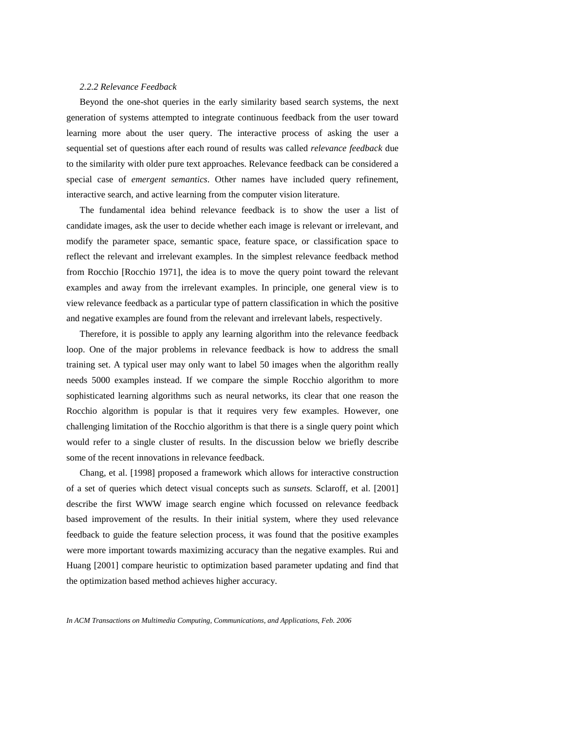*2.2.2 Relevance Feedback*

Beyond the one-shot queries in the early similarity based search systems, the next generation of systems attempted to integrate continuous feedback from the user toward learning more about the user query. The interactive process of asking the user a sequential set of questions after each round of results was called *relevance feedback* due to the similarity with older pure text approaches. Relevance feedback can be considered a special case of *emergent semantics*. Other names have included query refinement, interactive search, and active learning from the computer vision literature.

The fundamental idea behind relevance feedback is to show the user a list of candidate images, ask the user to decide whether each image is relevant or irrelevant, and modify the parameter space, semantic space, feature space, or classification space to reflect the relevant and irrelevant examples. In the simplest relevance feedback method from Rocchio [Rocchio 1971], the idea is to move the query point toward the relevant examples and away from the irrelevant examples. In principle, one general view is to view relevance feedback as a particular type of pattern classification in which the positive and negative examples are found from the relevant and irrelevant labels, respectively.

Therefore, it is possible to apply any learning algorithm into the relevance feedback loop. One of the major problems in relevance feedback is how to address the small training set. A typical user may only want to label 50 images when the algorithm really needs 5000 examples instead. If we compare the simple Rocchio algorithm to more sophisticated learning algorithms such as neural networks, its clear that one reason the Rocchio algorithm is popular is that it requires very few examples. However, one challenging limitation of the Rocchio algorithm is that there is a single query point which would refer to a single cluster of results. In the discussion below we briefly describe some of the recent innovations in relevance feedback.

Chang, et al. [1998] proposed a framework which allows for interactive construction of a set of queries which detect visual concepts such as *sunsets.* Sclaroff, et al. [2001] describe the first WWW image search engine which focussed on relevance feedback based improvement of the results. In their initial system, where they used relevance feedback to guide the feature selection process, it was found that the positive examples were more important towards maximizing accuracy than the negative examples. Rui and Huang [2001] compare heuristic to optimization based parameter updating and find that the optimization based method achieves higher accuracy.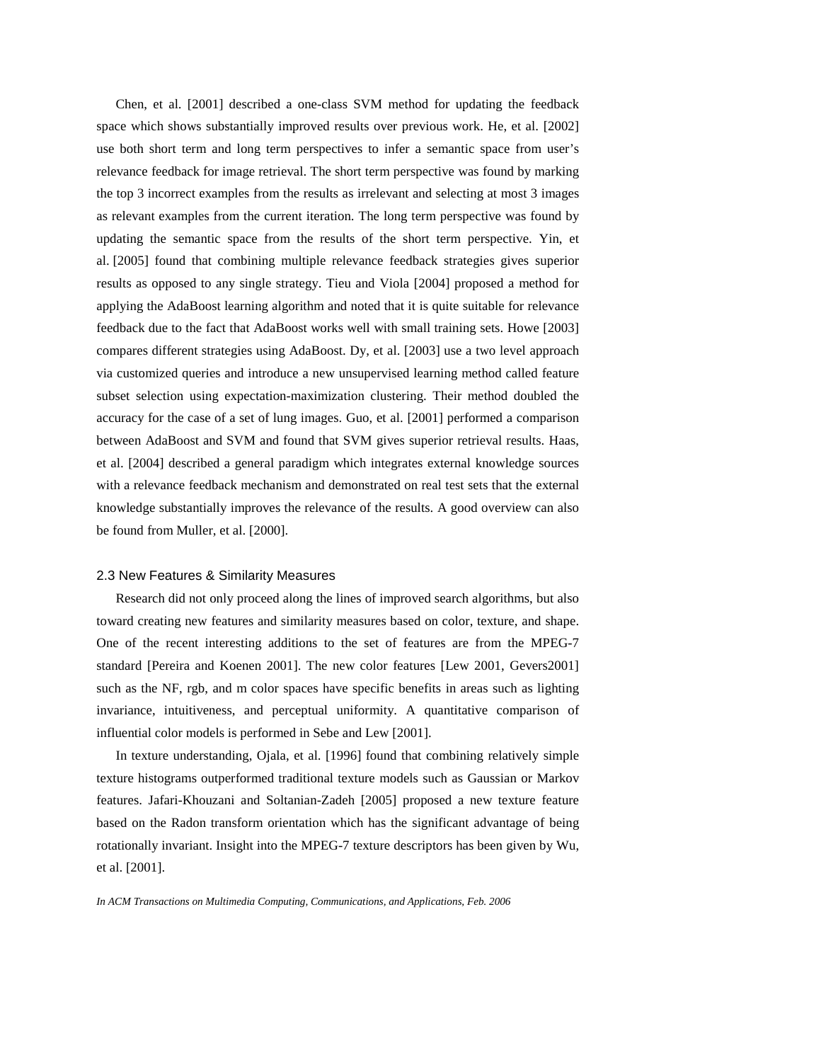Chen, et al. [2001] described a one-class SVM method for updating the feedback space which shows substantially improved results over previous work. He, et al. [2002] use both short term and long term perspectives to infer a semantic space from user's relevance feedback for image retrieval. The short term perspective was found by marking the top 3 incorrect examples from the results as irrelevant and selecting at most 3 images as relevant examples from the current iteration. The long term perspective was found by updating the semantic space from the results of the short term perspective. Yin, et al. [2005] found that combining multiple relevance feedback strategies gives superior results as opposed to any single strategy. Tieu and Viola [2004] proposed a method for applying the AdaBoost learning algorithm and noted that it is quite suitable for relevance feedback due to the fact that AdaBoost works well with small training sets. Howe [2003] compares different strategies using AdaBoost. Dy, et al. [2003] use a two level approach via customized queries and introduce a new unsupervised learning method called feature subset selection using expectation-maximization clustering. Their method doubled the accuracy for the case of a set of lung images. Guo, et al. [2001] performed a comparison between AdaBoost and SVM and found that SVM gives superior retrieval results. Haas, et al. [2004] described a general paradigm which integrates external knowledge sources with a relevance feedback mechanism and demonstrated on real test sets that the external knowledge substantially improves the relevance of the results. A good overview can also be found from Muller, et al. [2000].

### 2.3 New Features & Similarity Measures

Research did not only proceed along the lines of improved search algorithms, but also toward creating new features and similarity measures based on color, texture, and shape. One of the recent interesting additions to the set of features are from the MPEG-7 standard [Pereira and Koenen 2001]. The new color features [Lew 2001, Gevers2001] such as the NF, rgb, and m color spaces have specific benefits in areas such as lighting invariance, intuitiveness, and perceptual uniformity. A quantitative comparison of influential color models is performed in Sebe and Lew [2001].

In texture understanding, Ojala, et al. [1996] found that combining relatively simple texture histograms outperformed traditional texture models such as Gaussian or Markov features. Jafari-Khouzani and Soltanian-Zadeh [2005] proposed a new texture feature based on the Radon transform orientation which has the significant advantage of being rotationally invariant. Insight into the MPEG-7 texture descriptors has been given by Wu, et al. [2001].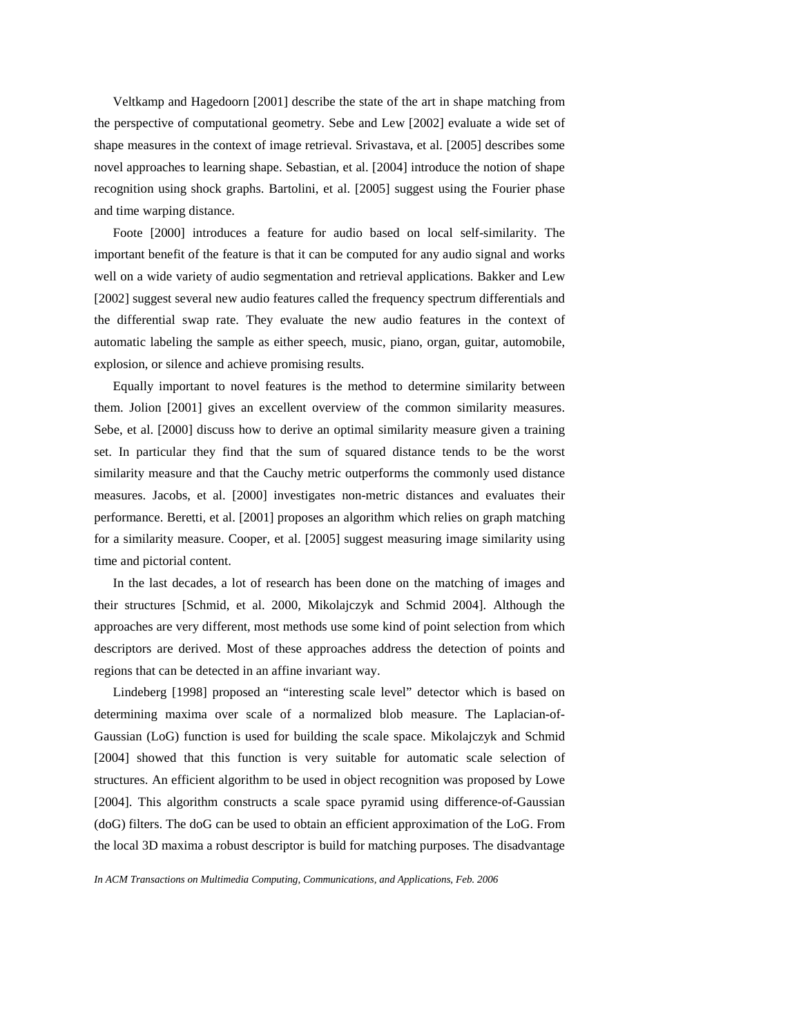Veltkamp and Hagedoorn [2001] describe the state of the art in shape matching from the perspective of computational geometry. Sebe and Lew [2002] evaluate a wide set of shape measures in the context of image retrieval. Srivastava, et al. [2005] describes some novel approaches to learning shape. Sebastian, et al. [2004] introduce the notion of shape recognition using shock graphs. Bartolini, et al. [2005] suggest using the Fourier phase and time warping distance.

Foote [2000] introduces a feature for audio based on local self-similarity. The important benefit of the feature is that it can be computed for any audio signal and works well on a wide variety of audio segmentation and retrieval applications. Bakker and Lew [2002] suggest several new audio features called the frequency spectrum differentials and the differential swap rate. They evaluate the new audio features in the context of automatic labeling the sample as either speech, music, piano, organ, guitar, automobile, explosion, or silence and achieve promising results.

Equally important to novel features is the method to determine similarity between them. Jolion [2001] gives an excellent overview of the common similarity measures. Sebe, et al. [2000] discuss how to derive an optimal similarity measure given a training set. In particular they find that the sum of squared distance tends to be the worst similarity measure and that the Cauchy metric outperforms the commonly used distance measures. Jacobs, et al. [2000] investigates non-metric distances and evaluates their performance. Beretti, et al. [2001] proposes an algorithm which relies on graph matching for a similarity measure. Cooper, et al. [2005] suggest measuring image similarity using time and pictorial content.

In the last decades, a lot of research has been done on the matching of images and their structures [Schmid, et al. 2000, Mikolajczyk and Schmid 2004]. Although the approaches are very different, most methods use some kind of point selection from which descriptors are derived. Most of these approaches address the detection of points and regions that can be detected in an affine invariant way.

Lindeberg [1998] proposed an "interesting scale level" detector which is based on determining maxima over scale of a normalized blob measure. The Laplacian-of-Gaussian (LoG) function is used for building the scale space. Mikolajczyk and Schmid [2004] showed that this function is very suitable for automatic scale selection of structures. An efficient algorithm to be used in object recognition was proposed by Lowe [2004]. This algorithm constructs a scale space pyramid using difference-of-Gaussian (doG) filters. The doG can be used to obtain an efficient approximation of the LoG. From the local 3D maxima a robust descriptor is build for matching purposes. The disadvantage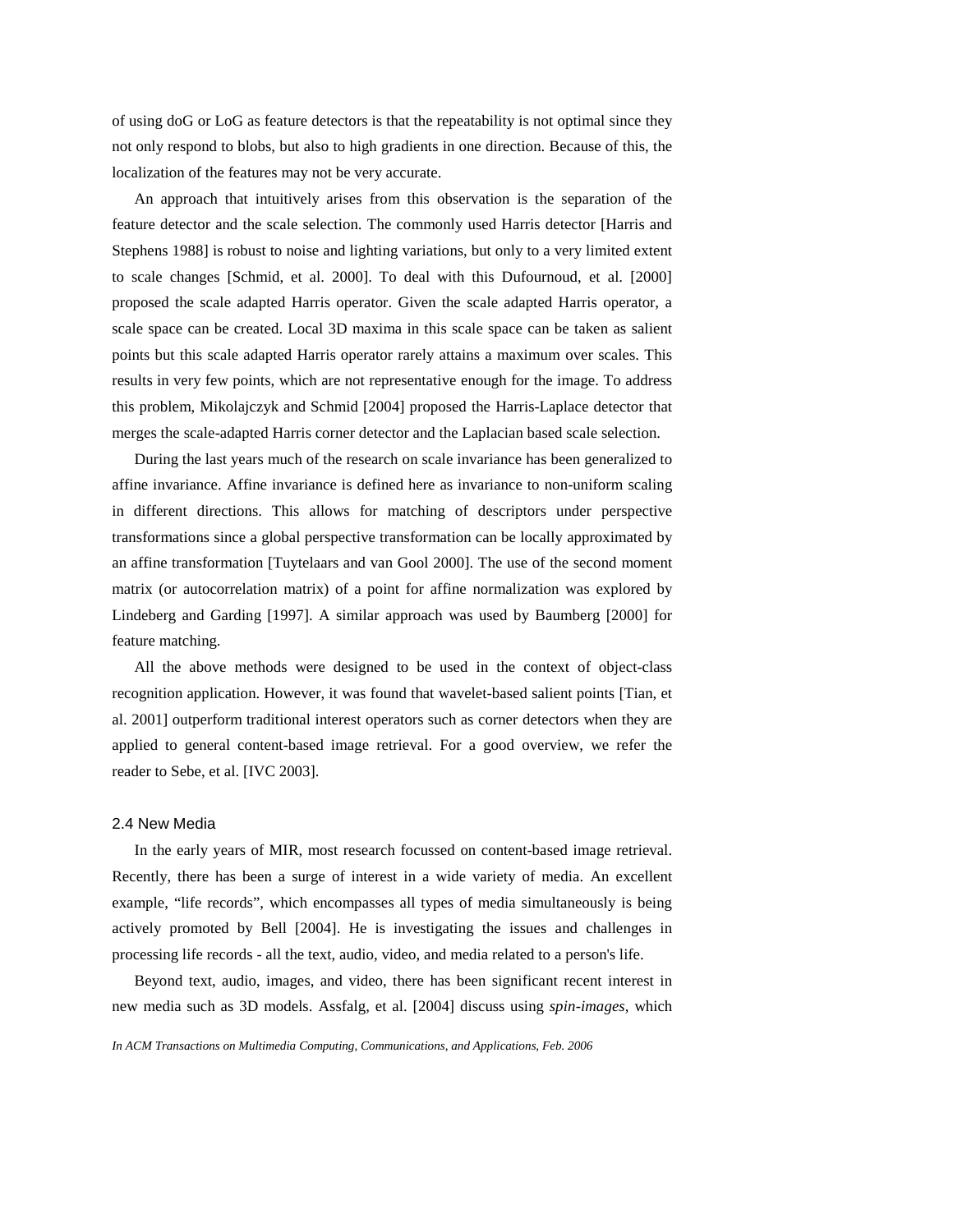of using doG or LoG as feature detectors is that the repeatability is not optimal since they not only respond to blobs, but also to high gradients in one direction. Because of this, the localization of the features may not be very accurate.

An approach that intuitively arises from this observation is the separation of the feature detector and the scale selection. The commonly used Harris detector [Harris and Stephens 1988] is robust to noise and lighting variations, but only to a very limited extent to scale changes [Schmid, et al. 2000]. To deal with this Dufournoud, et al. [2000] proposed the scale adapted Harris operator. Given the scale adapted Harris operator, a scale space can be created. Local 3D maxima in this scale space can be taken as salient points but this scale adapted Harris operator rarely attains a maximum over scales. This results in very few points, which are not representative enough for the image. To address this problem, Mikolajczyk and Schmid [2004] proposed the Harris-Laplace detector that merges the scale-adapted Harris corner detector and the Laplacian based scale selection.

During the last years much of the research on scale invariance has been generalized to affine invariance. Affine invariance is defined here as invariance to non-uniform scaling in different directions. This allows for matching of descriptors under perspective transformations since a global perspective transformation can be locally approximated by an affine transformation [Tuytelaars and van Gool 2000]. The use of the second moment matrix (or autocorrelation matrix) of a point for affine normalization was explored by Lindeberg and Garding [1997]. A similar approach was used by Baumberg [2000] for feature matching.

All the above methods were designed to be used in the context of object-class recognition application. However, it was found that wavelet-based salient points [Tian, et al. 2001] outperform traditional interest operators such as corner detectors when they are applied to general content-based image retrieval. For a good overview, we refer the reader to Sebe, et al. [IVC 2003].

### 2.4 New Media

In the early years of MIR, most research focussed on content-based image retrieval. Recently, there has been a surge of interest in a wide variety of media. An excellent example, "life records", which encompasses all types of media simultaneously is being actively promoted by Bell [2004]. He is investigating the issues and challenges in processing life records - all the text, audio, video, and media related to a person's life.

Beyond text, audio, images, and video, there has been significant recent interest in new media such as 3D models. Assfalg, et al. [2004] discuss using *spin-images*, which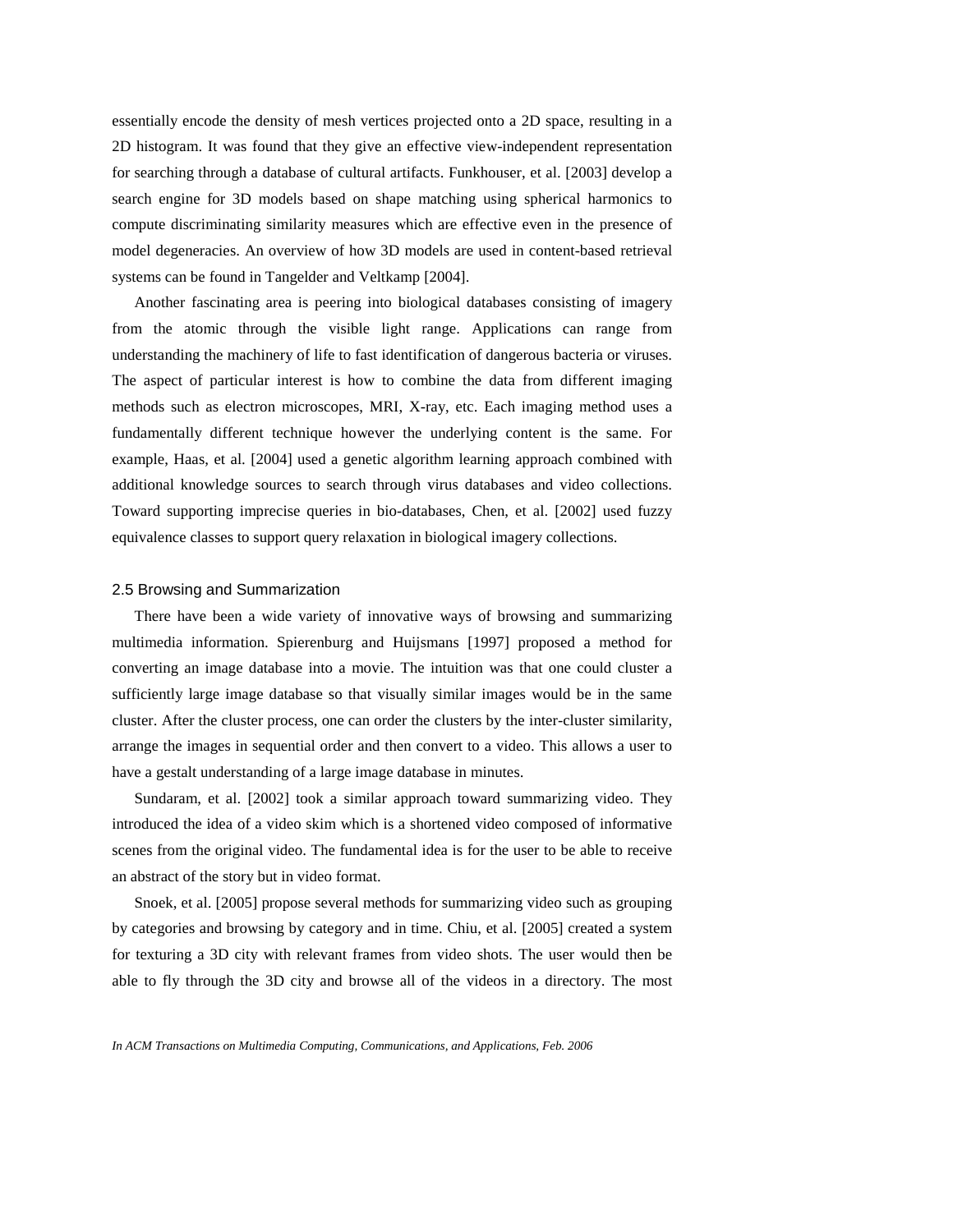essentially encode the density of mesh vertices projected onto a 2D space, resulting in a 2D histogram. It was found that they give an effective view-independent representation for searching through a database of cultural artifacts. Funkhouser, et al. [2003] develop a search engine for 3D models based on shape matching using spherical harmonics to compute discriminating similarity measures which are effective even in the presence of model degeneracies. An overview of how 3D models are used in content-based retrieval systems can be found in Tangelder and Veltkamp [2004].

Another fascinating area is peering into biological databases consisting of imagery from the atomic through the visible light range. Applications can range from understanding the machinery of life to fast identification of dangerous bacteria or viruses. The aspect of particular interest is how to combine the data from different imaging methods such as electron microscopes, MRI, X-ray, etc. Each imaging method uses a fundamentally different technique however the underlying content is the same. For example, Haas, et al. [2004] used a genetic algorithm learning approach combined with additional knowledge sources to search through virus databases and video collections. Toward supporting imprecise queries in bio-databases, Chen, et al. [2002] used fuzzy equivalence classes to support query relaxation in biological imagery collections.

### 2.5 Browsing and Summarization

There have been a wide variety of innovative ways of browsing and summarizing multimedia information. Spierenburg and Huijsmans [1997] proposed a method for converting an image database into a movie. The intuition was that one could cluster a sufficiently large image database so that visually similar images would be in the same cluster. After the cluster process, one can order the clusters by the inter-cluster similarity, arrange the images in sequential order and then convert to a video. This allows a user to have a gestalt understanding of a large image database in minutes.

Sundaram, et al. [2002] took a similar approach toward summarizing video. They introduced the idea of a video skim which is a shortened video composed of informative scenes from the original video. The fundamental idea is for the user to be able to receive an abstract of the story but in video format.

Snoek, et al. [2005] propose several methods for summarizing video such as grouping by categories and browsing by category and in time. Chiu, et al. [2005] created a system for texturing a 3D city with relevant frames from video shots. The user would then be able to fly through the 3D city and browse all of the videos in a directory. The most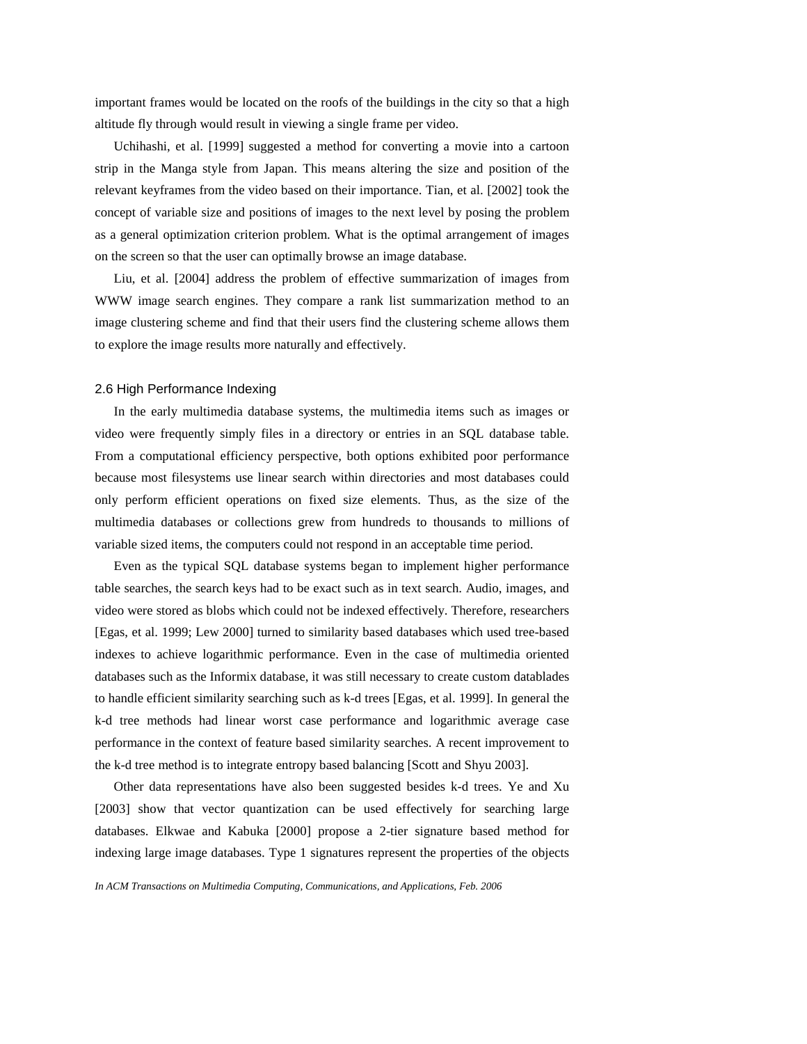important frames would be located on the roofs of the buildings in the city so that a high altitude fly through would result in viewing a single frame per video.

Uchihashi, et al. [1999] suggested a method for converting a movie into a cartoon strip in the Manga style from Japan. This means altering the size and position of the relevant keyframes from the video based on their importance. Tian, et al. [2002] took the concept of variable size and positions of images to the next level by posing the problem as a general optimization criterion problem. What is the optimal arrangement of images on the screen so that the user can optimally browse an image database.

Liu, et al. [2004] address the problem of effective summarization of images from WWW image search engines. They compare a rank list summarization method to an image clustering scheme and find that their users find the clustering scheme allows them to explore the image results more naturally and effectively.

## 2.6 High Performance Indexing

In the early multimedia database systems, the multimedia items such as images or video were frequently simply files in a directory or entries in an SQL database table. From a computational efficiency perspective, both options exhibited poor performance because most filesystems use linear search within directories and most databases could only perform efficient operations on fixed size elements. Thus, as the size of the multimedia databases or collections grew from hundreds to thousands to millions of variable sized items, the computers could not respond in an acceptable time period.

Even as the typical SQL database systems began to implement higher performance table searches, the search keys had to be exact such as in text search. Audio, images, and video were stored as blobs which could not be indexed effectively. Therefore, researchers [Egas, et al. 1999; Lew 2000] turned to similarity based databases which used tree-based indexes to achieve logarithmic performance. Even in the case of multimedia oriented databases such as the Informix database, it was still necessary to create custom datablades to handle efficient similarity searching such as k-d trees [Egas, et al. 1999]. In general the k-d tree methods had linear worst case performance and logarithmic average case performance in the context of feature based similarity searches. A recent improvement to the k-d tree method is to integrate entropy based balancing [Scott and Shyu 2003].

Other data representations have also been suggested besides k-d trees. Ye and Xu [2003] show that vector quantization can be used effectively for searching large databases. Elkwae and Kabuka [2000] propose a 2-tier signature based method for indexing large image databases. Type 1 signatures represent the properties of the objects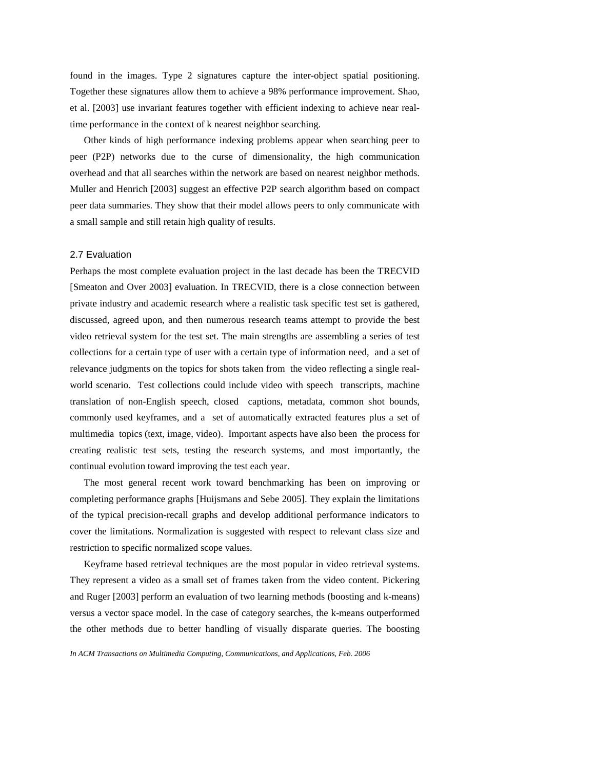found in the images. Type 2 signatures capture the inter-object spatial positioning. Together these signatures allow them to achieve a 98% performance improvement. Shao, et al. [2003] use invariant features together with efficient indexing to achieve near real-time performance in the context of k nearest neighbor searching.

Other kinds of high performance indexing problems appear when searching peer to peer (P2P) networks due to the curse of dimensionality, the high communication overhead and that all searches within the network are based on nearest neighbor methods. Muller and Henrich [2003] suggest an effective P2P search algorithm based on compact peer data summaries. They show that their model allows peers to only communicate with a small sample and still retain high quality of results.

### 2.7 Evaluation

Perhaps the most complete evaluation project in the last decade has been the TRECVID [Smeaton and Over 2003] evaluation. In TRECVID, there is a close connection between private industry and academic research where a realistic task specific test set is gathered, discussed, agreed upon, and then numerous research teams attempt to provide the best video retrieval system for the test set. The main strengths are assembling a series of test collections for a certain type of user with a certain type of information need, and a set of relevance judgments on the topics for shots taken from the video reflecting a single real-world scenario. Test collections could include video with speech transcripts, machine translation of non-English speech, closed captions, metadata, common shot bounds, commonly used keyframes, and a set of automatically extracted features plus a set of multimedia topics (text, image, video). Important aspects have also been the process for creating realistic test sets, testing the research systems, and most importantly, the continual evolution toward improving the test each year.

The most general recent work toward benchmarking has been on improving or completing performance graphs [Huijsmans and Sebe 2005]. They explain the limitations of the typical precision-recall graphs and develop additional performance indicators to cover the limitations. Normalization is suggested with respect to relevant class size and restriction to specific normalized scope values.

Keyframe based retrieval techniques are the most popular in video retrieval systems. They represent a video as a small set of frames taken from the video content. Pickering and Ruger [2003] perform an evaluation of two learning methods (boosting and k-means) versus a vector space model. In the case of category searches, the k-means outperformed the other methods due to better handling of visually disparate queries. The boosting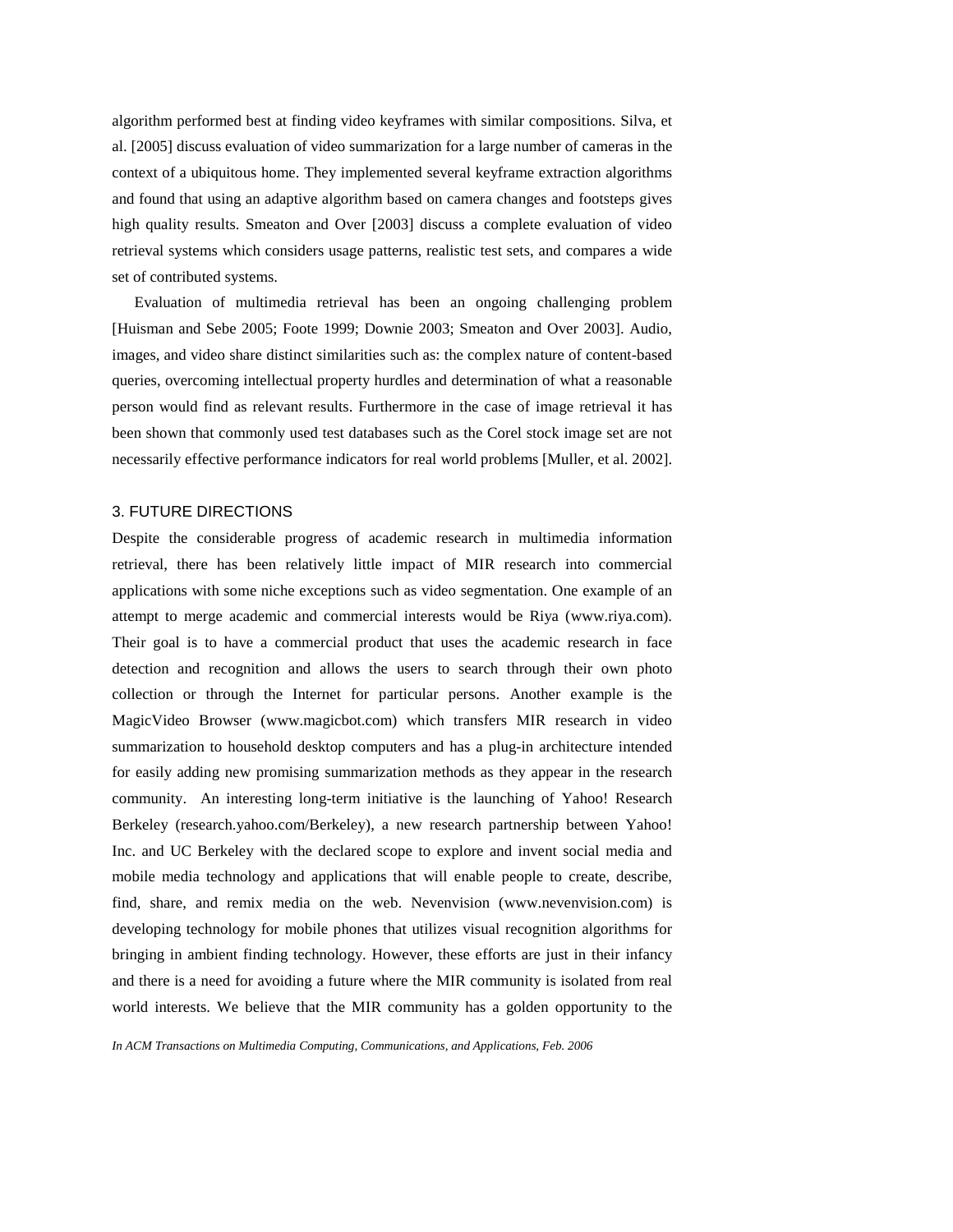algorithm performed best at finding video keyframes with similar compositions. Silva, et al. [2005] discuss evaluation of video summarization for a large number of cameras in the context of a ubiquitous home. They implemented several keyframe extraction algorithms and found that using an adaptive algorithm based on camera changes and footsteps gives high quality results. Smeaton and Over [2003] discuss a complete evaluation of video retrieval systems which considers usage patterns, realistic test sets, and compares a wide set of contributed systems.

Evaluation of multimedia retrieval has been an ongoing challenging problem [Huisman and Sebe 2005; Foote 1999; Downie 2003; Smeaton and Over 2003]. Audio, images, and video share distinct similarities such as: the complex nature of content-based queries, overcoming intellectual property hurdles and determination of what a reasonable person would find as relevant results. Furthermore in the case of image retrieval it has been shown that commonly used test databases such as the Corel stock image set are not necessarily effective performance indicators for real world problems [Muller, et al. 2002].

## 3. FUTURE DIRECTIONS

Despite the considerable progress of academic research in multimedia information retrieval, there has been relatively little impact of MIR research into commercial applications with some niche exceptions such as video segmentation. One example of an attempt to merge academic and commercial interests would be Riya (www.riya.com). Their goal is to have a commercial product that uses the academic research in face detection and recognition and allows the users to search through their own photo collection or through the Internet for particular persons. Another example is the MagicVideo Browser (www.magicbot.com) which transfers MIR research in video summarization to household desktop computers and has a plug-in architecture intended for easily adding new promising summarization methods as they appear in the research community. An interesting long-term initiative is the launching of Yahoo! Research Berkeley (research.yahoo.com/Berkeley), a new research partnership between Yahoo! Inc. and UC Berkeley with the declared scope to explore and invent social media and mobile media technology and applications that will enable people to create, describe, find, share, and remix media on the web. Nevenvision (www.nevenvision.com) is developing technology for mobile phones that utilizes visual recognition algorithms for bringing in ambient finding technology. However, these efforts are just in their infancy and there is a need for avoiding a future where the MIR community is isolated from real world interests. We believe that the MIR community has a golden opportunity to the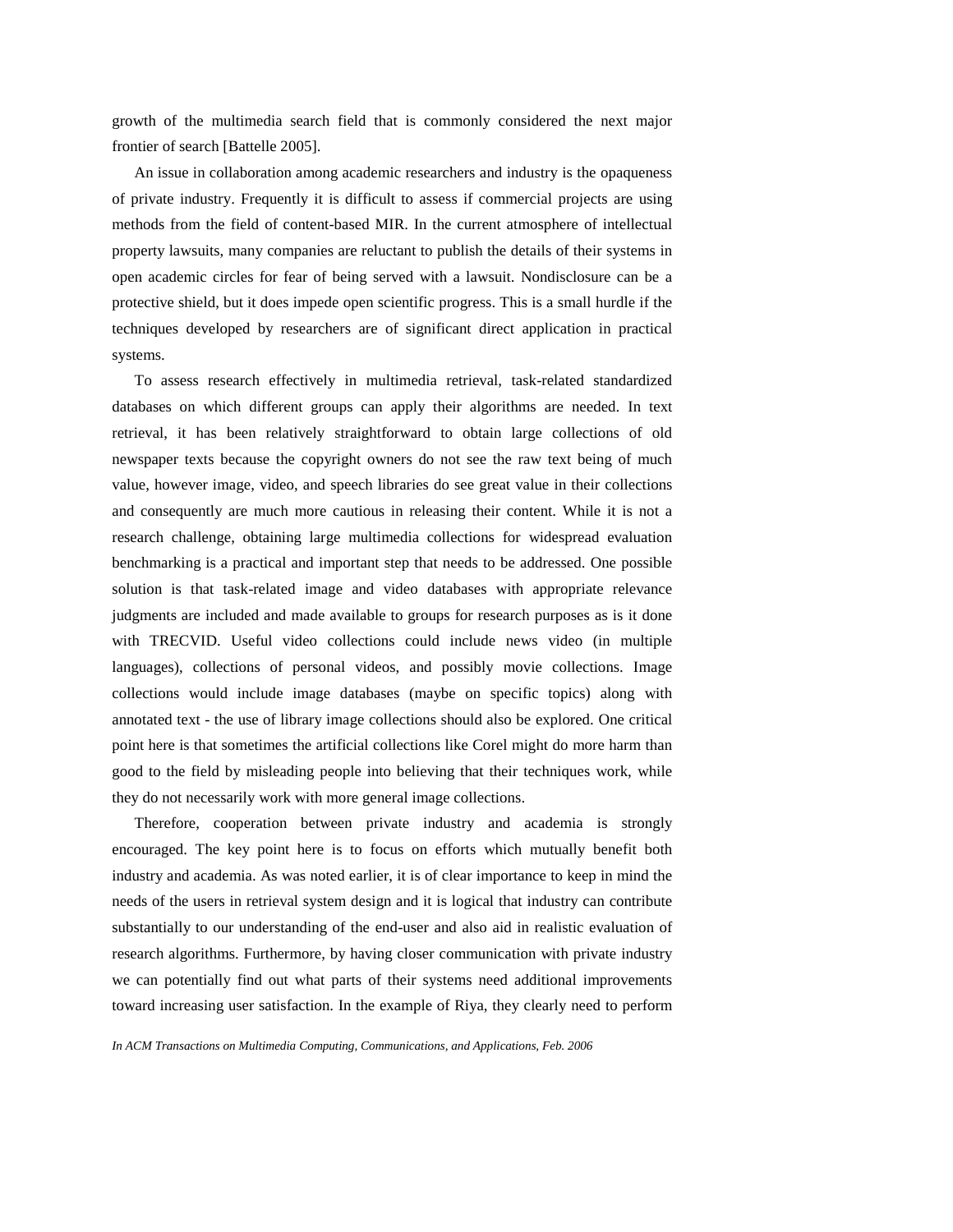growth of the multimedia search field that is commonly considered the next major frontier of search [Battelle 2005].

An issue in collaboration among academic researchers and industry is the opaqueness of private industry. Frequently it is difficult to assess if commercial projects are using methods from the field of content-based MIR. In the current atmosphere of intellectual property lawsuits, many companies are reluctant to publish the details of their systems in open academic circles for fear of being served with a lawsuit. Nondisclosure can be a protective shield, but it does impede open scientific progress. This is a small hurdle if the techniques developed by researchers are of significant direct application in practical systems.

To assess research effectively in multimedia retrieval, task-related standardized databases on which different groups can apply their algorithms are needed. In text retrieval, it has been relatively straightforward to obtain large collections of old newspaper texts because the copyright owners do not see the raw text being of much value, however image, video, and speech libraries do see great value in their collections and consequently are much more cautious in releasing their content. While it is not a research challenge, obtaining large multimedia collections for widespread evaluation benchmarking is a practical and important step that needs to be addressed. One possible solution is that task-related image and video databases with appropriate relevance judgments are included and made available to groups for research purposes as is it done with TRECVID. Useful video collections could include news video (in multiple languages), collections of personal videos, and possibly movie collections. Image collections would include image databases (maybe on specific topics) along with annotated text - the use of library image collections should also be explored. One critical point here is that sometimes the artificial collections like Corel might do more harm than good to the field by misleading people into believing that their techniques work, while they do not necessarily work with more general image collections.

Therefore, cooperation between private industry and academia is strongly encouraged. The key point here is to focus on efforts which mutually benefit both industry and academia. As was noted earlier, it is of clear importance to keep in mind the needs of the users in retrieval system design and it is logical that industry can contribute substantially to our understanding of the end-user and also aid in realistic evaluation of research algorithms. Furthermore, by having closer communication with private industry we can potentially find out what parts of their systems need additional improvements toward increasing user satisfaction. In the example of Riya, they clearly need to perform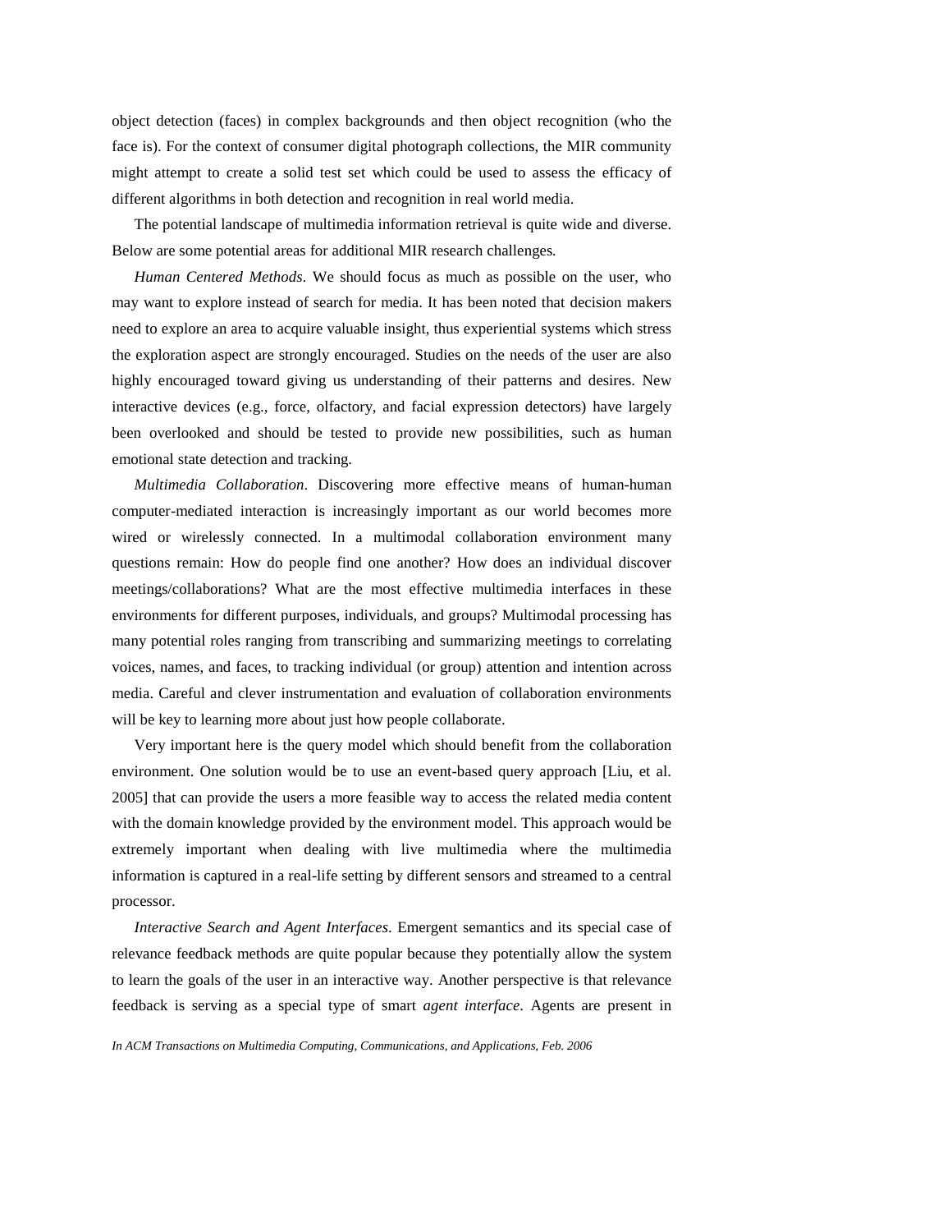object detection (faces) in complex backgrounds and then object recognition (who the face is). For the context of consumer digital photograph collections, the MIR community might attempt to create a solid test set which could be used to assess the efficacy of different algorithms in both detection and recognition in real world media.

The potential landscape of multimedia information retrieval is quite wide and diverse. Below are some potential areas for additional MIR research challenges.

*Human Centered Methods*. We should focus as much as possible on the user, who may want to explore instead of search for media. It has been noted that decision makers need to explore an area to acquire valuable insight, thus experiential systems which stress the exploration aspect are strongly encouraged. Studies on the needs of the user are also highly encouraged toward giving us understanding of their patterns and desires. New interactive devices (e.g., force, olfactory, and facial expression detectors) have largely been overlooked and should be tested to provide new possibilities, such as human emotional state detection and tracking.

*Multimedia Collaboration*. Discovering more effective means of human-human computer-mediated interaction is increasingly important as our world becomes more wired or wirelessly connected. In a multimodal collaboration environment many questions remain: How do people find one another? How does an individual discover meetings/collaborations? What are the most effective multimedia interfaces in these environments for different purposes, individuals, and groups? Multimodal processing has many potential roles ranging from transcribing and summarizing meetings to correlating voices, names, and faces, to tracking individual (or group) attention and intention across media. Careful and clever instrumentation and evaluation of collaboration environments will be key to learning more about just how people collaborate.

Very important here is the query model which should benefit from the collaboration environment. One solution would be to use an event-based query approach [Liu, et al. 2005] that can provide the users a more feasible way to access the related media content with the domain knowledge provided by the environment model. This approach would be extremely important when dealing with live multimedia where the multimedia information is captured in a real-life setting by different sensors and streamed to a central processor.

*Interactive Search and Agent Interfaces*. Emergent semantics and its special case of relevance feedback methods are quite popular because they potentially allow the system to learn the goals of the user in an interactive way. Another perspective is that relevance feedback is serving as a special type of smart *agent interface*. Agents are present in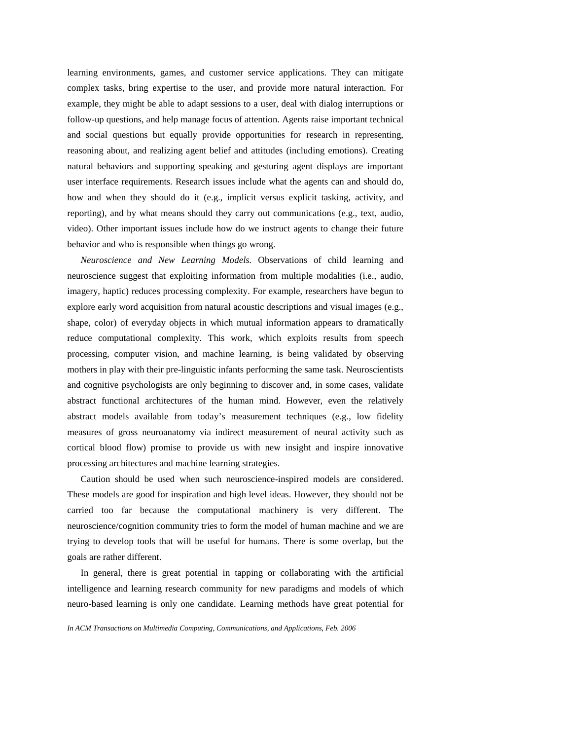learning environments, games, and customer service applications. They can mitigate complex tasks, bring expertise to the user, and provide more natural interaction. For example, they might be able to adapt sessions to a user, deal with dialog interruptions or follow-up questions, and help manage focus of attention. Agents raise important technical and social questions but equally provide opportunities for research in representing, reasoning about, and realizing agent belief and attitudes (including emotions). Creating natural behaviors and supporting speaking and gesturing agent displays are important user interface requirements. Research issues include what the agents can and should do, how and when they should do it (e.g., implicit versus explicit tasking, activity, and reporting), and by what means should they carry out communications (e.g., text, audio, video). Other important issues include how do we instruct agents to change their future behavior and who is responsible when things go wrong.

*Neuroscience and New Learning Models.* Observations of child learning and neuroscience suggest that exploiting information from multiple modalities (i.e., audio, imagery, haptic) reduces processing complexity. For example, researchers have begun to explore early word acquisition from natural acoustic descriptions and visual images (e.g., shape, color) of everyday objects in which mutual information appears to dramatically reduce computational complexity. This work, which exploits results from speech processing, computer vision, and machine learning, is being validated by observing mothers in play with their pre-linguistic infants performing the same task. Neuroscientists and cognitive psychologists are only beginning to discover and, in some cases, validate abstract functional architectures of the human mind. However, even the relatively abstract models available from today's measurement techniques (e.g., low fidelity measures of gross neuroanatomy via indirect measurement of neural activity such as cortical blood flow) promise to provide us with new insight and inspire innovative processing architectures and machine learning strategies.

Caution should be used when such neuroscience-inspired models are considered. These models are good for inspiration and high level ideas. However, they should not be carried too far because the computational machinery is very different. The neuroscience/cognition community tries to form the model of human machine and we are trying to develop tools that will be useful for humans. There is some overlap, but the goals are rather different.

In general, there is great potential in tapping or collaborating with the artificial intelligence and learning research community for new paradigms and models of which neuro-based learning is only one candidate. Learning methods have great potential for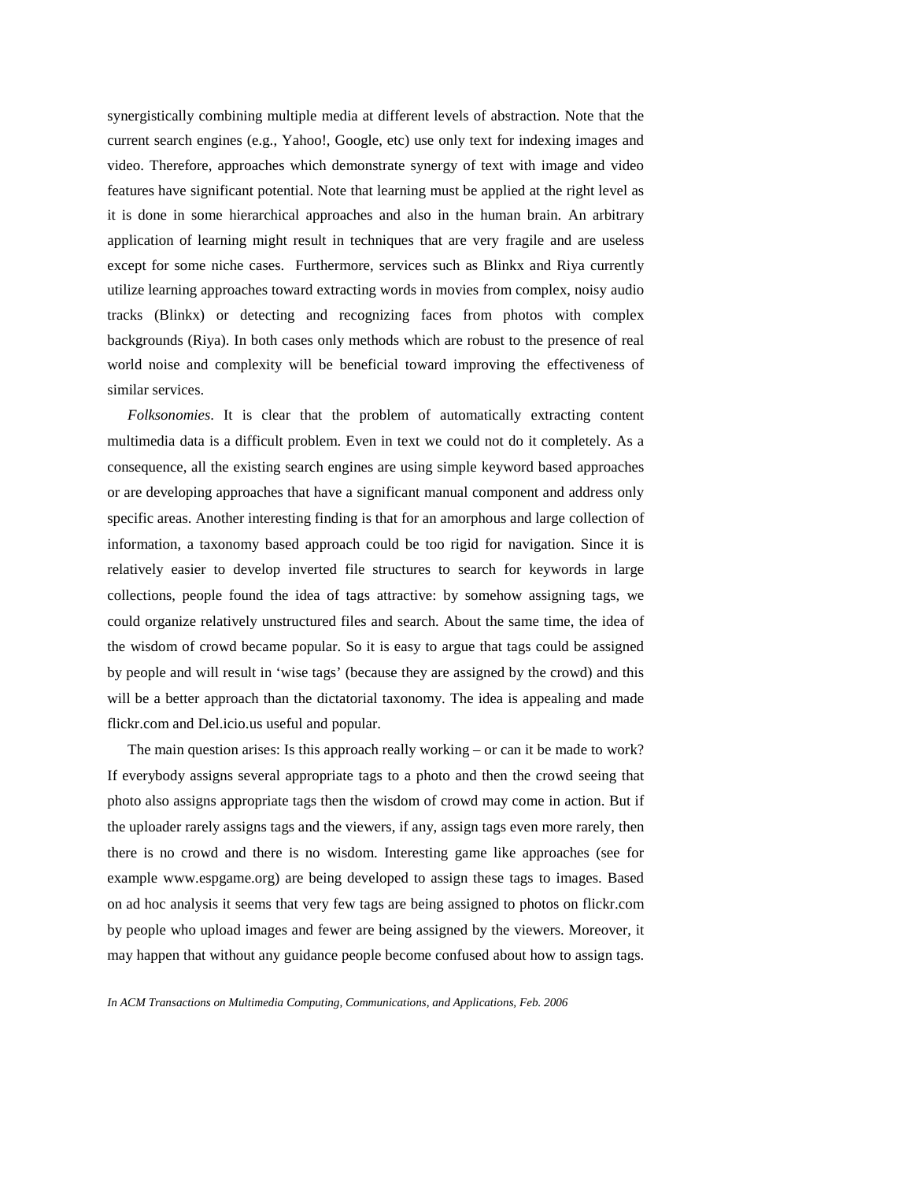synergistically combining multiple media at different levels of abstraction. Note that the current search engines (e.g., Yahoo!, Google, etc) use only text for indexing images and video. Therefore, approaches which demonstrate synergy of text with image and video features have significant potential. Note that learning must be applied at the right level as it is done in some hierarchical approaches and also in the human brain. An arbitrary application of learning might result in techniques that are very fragile and are useless except for some niche cases. Furthermore, services such as Blinkx and Riya currently utilize learning approaches toward extracting words in movies from complex, noisy audio tracks (Blinkx) or detecting and recognizing faces from photos with complex backgrounds (Riya). In both cases only methods which are robust to the presence of real world noise and complexity will be beneficial toward improving the effectiveness of similar services.

*Folksonomies*. It is clear that the problem of automatically extracting content multimedia data is a difficult problem. Even in text we could not do it completely. As a consequence, all the existing search engines are using simple keyword based approaches or are developing approaches that have a significant manual component and address only specific areas. Another interesting finding is that for an amorphous and large collection of information, a taxonomy based approach could be too rigid for navigation. Since it is relatively easier to develop inverted file structures to search for keywords in large collections, people found the idea of tags attractive: by somehow assigning tags, we could organize relatively unstructured files and search. About the same time, the idea of the wisdom of crowd became popular. So it is easy to argue that tags could be assigned by people and will result in 'wise tags' (because they are assigned by the crowd) and this will be a better approach than the dictatorial taxonomy. The idea is appealing and made flickr.com and Del.icio.us useful and popular.

The main question arises: Is this approach really working – or can it be made to work? If everybody assigns several appropriate tags to a photo and then the crowd seeing that photo also assigns appropriate tags then the wisdom of crowd may come in action. But if the uploader rarely assigns tags and the viewers, if any, assign tags even more rarely, then there is no crowd and there is no wisdom. Interesting game like approaches (see for example www.espgame.org) are being developed to assign these tags to images. Based on ad hoc analysis it seems that very few tags are being assigned to photos on flickr.com by people who upload images and fewer are being assigned by the viewers. Moreover, it may happen that without any guidance people become confused about how to assign tags.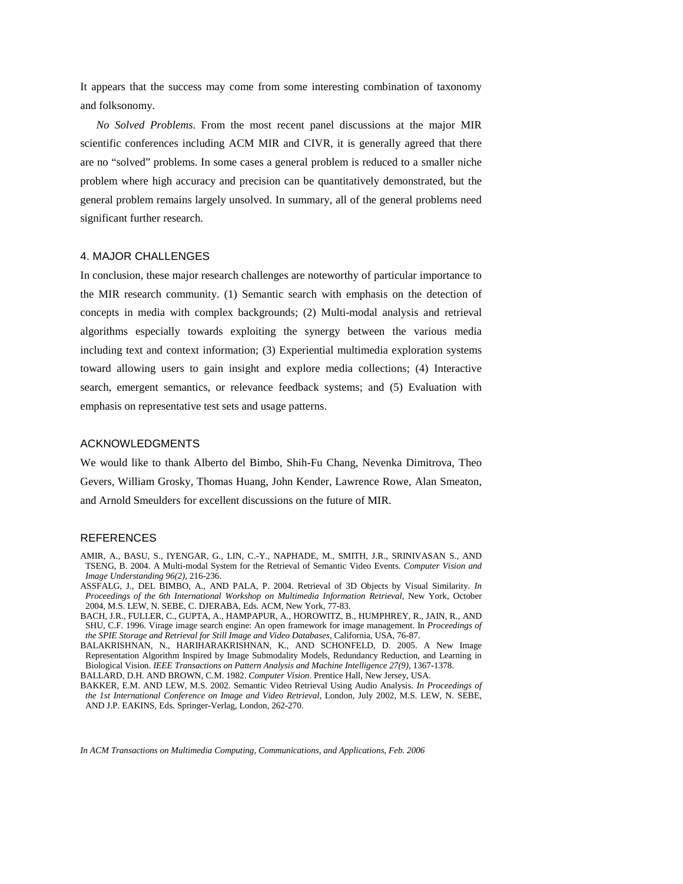It appears that the success may come from some interesting combination of taxonomy and folksonomy.

*No Solved Problems*. From the most recent panel discussions at the major MIR scientific conferences including ACM MIR and CIVR, it is generally agreed that there are no "solved" problems. In some cases a general problem is reduced to a smaller niche problem where high accuracy and precision can be quantitatively demonstrated, but the general problem remains largely unsolved. In summary, all of the general problems need significant further research.

## 4. MAJOR CHALLENGES

In conclusion, these major research challenges are noteworthy of particular importance to the MIR research community. (1) Semantic search with emphasis on the detection of concepts in media with complex backgrounds; (2) Multi-modal analysis and retrieval algorithms especially towards exploiting the synergy between the various media including text and context information; (3) Experiential multimedia exploration systems toward allowing users to gain insight and explore media collections; (4) Interactive search, emergent semantics, or relevance feedback systems; and (5) Evaluation with emphasis on representative test sets and usage patterns.

## ACKNOWLEDGMENTS

We would like to thank Alberto del Bimbo, Shih-Fu Chang, Nevenka Dimitrova, Theo Gevers, William Grosky, Thomas Huang, John Kender, Lawrence Rowe, Alan Smeaton, and Arnold Smeulders for excellent discussions on the future of MIR.

## REFERENCES

AMIR, A., BASU, S., IYENGAR, G., LIN, C.-Y., NAPHADE, M., SMITH, J.R., SRINIVASAN S., AND TSENG, B. 2004. A Multi-modal System for the Retrieval of Semantic Video Events. *Computer Vision and Image Understanding 96(2)*, 216-236.

ASSFALG, J., DEL BIMBO, A., AND PALA, P. 2004. Retrieval of 3D Objects by Visual Similarity. *In Proceedings of the 6th International Workshop on Multimedia Information Retrieval*, New York, October 2004, M.S. LEW, N. SEBE, C. DJERABA, Eds. ACM, New York, 77-83.

BACH, J.R., FULLER, C., GUPTA, A., HAMPAPUR, A., HOROWITZ, B., HUMPHREY, R., JAIN, R., AND SHU, C.F. 1996. Virage image search engine: An open framework for image management. In *Proceedings of the SPIE Storage and Retrieval for Still Image and Video Databases*, California, USA, 76-87.

BALAKRISHNAN, N., HARIHARAKRISHNAN, K., AND SCHONFELD, D. 2005. A New Image Representation Algorithm Inspired by Image Submodality Models, Redundancy Reduction, and Learning in Biological Vision. *IEEE Transactions on Pattern Analysis and Machine Intelligence 27(9)*, 1367-1378.

BALLARD, D.H. AND BROWN, C.M. 1982. *Computer Vision*. Prentice Hall, New Jersey, USA.

BAKKER, E.M. AND LEW, M.S. 2002. Semantic Video Retrieval Using Audio Analysis. *In Proceedings of the 1st International Conference on Image and Video Retrieval*, London, July 2002, M.S. LEW, N. SEBE, AND J.P. EAKINS, Eds. Springer-Verlag, London, 262-270.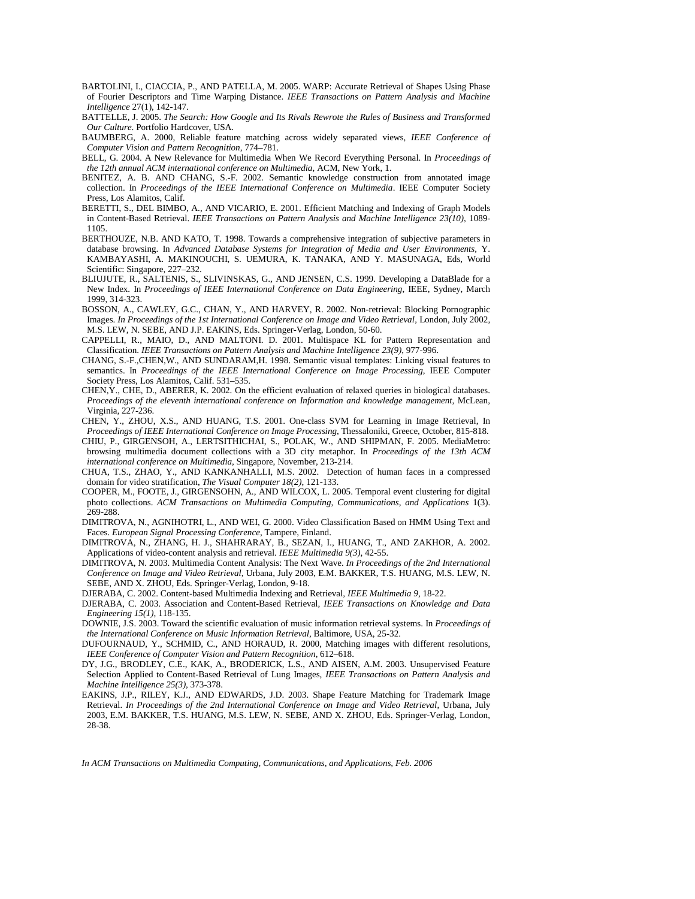BARTOLINI, I., CIACCIA, P., AND PATELLA, M. 2005. WARP: Accurate Retrieval of Shapes Using Phase of Fourier Descriptors and Time Warping Distance. *IEEE Transactions on Pattern Analysis and Machine Intelligence* 27(1), 142-147.

BATTELLE, J. 2005. *The Search: How Google and Its Rivals Rewrote the Rules of Business and Transformed Our Culture*. Portfolio Hardcover, USA.

BAUMBERG, A. 2000, Reliable feature matching across widely separated views, *IEEE Conference of Computer Vision and Pattern Recognition*, 774–781.

BELL, G. 2004. A New Relevance for Multimedia When We Record Everything Personal. In *Proceedings of the 12th annual ACM international conference on Multimedia*, ACM, New York, 1.

BENITEZ, A. B. AND CHANG, S.-F. 2002. Semantic knowledge construction from annotated image collection. In *Proceedings of the IEEE International Conference on Multimedia*. IEEE Computer Society Press, Los Alamitos, Calif.

BERETTI, S., DEL BIMBO, A., AND VICARIO, E. 2001. Efficient Matching and Indexing of Graph Models in Content-Based Retrieval. *IEEE Transactions on Pattern Analysis and Machine Intelligence 23(10)*, 1089-1105.

BERTHOUZE, N.B. AND KATO, T. 1998. Towards a comprehensive integration of subjective parameters in database browsing. In *Advanced Database Systems for Integration of Media and User Environments*, Y. KAMBAYASHI, A. MAKINOUCHI, S. UEMURA, K. TANAKA, AND Y. MASUNAGA, Eds, World Scientific: Singapore, 227–232.

BLIUJUTE, R., SALTENIS, S., SLIVINSKAS, G., AND JENSEN, C.S. 1999. Developing a DataBlade for a New Index. In *Proceedings of IEEE International Conference on Data Engineering*, IEEE, Sydney, March 1999, 314-323.

BOSSON, A., CAWLEY, G.C., CHAN, Y., AND HARVEY, R. 2002. Non-retrieval: Blocking Pornographic Images. *In Proceedings of the 1st International Conference on Image and Video Retrieval*, London, July 2002, M.S. LEW, N. SEBE, AND J.P. EAKINS, Eds. Springer-Verlag, London, 50-60.

CAPPELLI, R., MAIO, D., AND MALTONI. D. 2001. Multispace KL for Pattern Representation and Classification. *IEEE Transactions on Pattern Analysis and Machine Intelligence 23(9)*, 977-996.

CHANG, S.-F.,CHEN,W., AND SUNDARAM,H. 1998. Semantic visual templates: Linking visual features to semantics. In *Proceedings of the IEEE International Conference on Image Processing*, IEEE Computer Society Press, Los Alamitos, Calif. 531–535.

CHEN,Y., CHE, D., ABERER, K. 2002. On the efficient evaluation of relaxed queries in biological databases. *Proceedings of the eleventh international conference on Information and knowledge management*, McLean, Virginia, 227-236.

CHEN, Y., ZHOU, X.S., AND HUANG, T.S. 2001. One-class SVM for Learning in Image Retrieval, In *Proceedings of IEEE International Conference on Image Processing*, Thessaloniki, Greece, October, 815-818.

CHIU, P., GIRGENSOH, A., LERTSITHICHAI, S., POLAK, W., AND SHIPMAN, F. 2005. MediaMetro: browsing multimedia document collections with a 3D city metaphor. In *Proceedings of the 13th ACM international conference on Multimedia*, Singapore, November, 213-214.

CHUA, T.S., ZHAO, Y., AND KANKANHALLI, M.S. 2002. Detection of human faces in a compressed domain for video stratification, *The Visual Computer 18(2)*, 121-133.

COOPER, M., FOOTE, J., GIRGENSOHN, A., AND WILCOX, L. 2005. Temporal event clustering for digital photo collections. *ACM Transactions on Multimedia Computing, Communications, and Applications* 1(3). 269-288.

DIMITROVA, N., AGNIHOTRI, L., AND WEI, G. 2000. Video Classification Based on HMM Using Text and Faces. *European Signal Processing Conference*, Tampere, Finland.

DIMITROVA, N., ZHANG, H. J., SHAHRARAY, B., SEZAN, I., HUANG, T., AND ZAKHOR, A. 2002. Applications of video-content analysis and retrieval. *IEEE Multimedia 9(3)*, 42-55.

DIMITROVA, N. 2003. Multimedia Content Analysis: The Next Wave. *In Proceedings of the 2nd International Conference on Image and Video Retrieval*, Urbana, July 2003, E.M. BAKKER, T.S. HUANG, M.S. LEW, N. SEBE, AND X. ZHOU, Eds. Springer-Verlag, London, 9-18.

DJERABA, C. 2002. Content-based Multimedia Indexing and Retrieval, *IEEE Multimedia 9*, 18-22.

DJERABA, C. 2003. Association and Content-Based Retrieval, *IEEE Transactions on Knowledge and Data Engineering 15(1)*, 118-135.

DOWNIE, J.S. 2003. Toward the scientific evaluation of music information retrieval systems. In *Proceedings of the International Conference on Music Information Retrieval*, Baltimore, USA, 25-32.

DUFOURNAUD, Y., SCHMID, C., AND HORAUD, R. 2000, Matching images with different resolutions, *IEEE Conference of Computer Vision and Pattern Recognition*, 612–618.

DY, J.G., BRODLEY, C.E., KAK, A., BRODERICK, L.S., AND AISEN, A.M. 2003. Unsupervised Feature Selection Applied to Content-Based Retrieval of Lung Images, *IEEE Transactions on Pattern Analysis and Machine Intelligence 25(3)*, 373-378.

EAKINS, J.P., RILEY, K.J., AND EDWARDS, J.D. 2003. Shape Feature Matching for Trademark Image Retrieval. *In Proceedings of the 2nd International Conference on Image and Video Retrieval*, Urbana, July 2003, E.M. BAKKER, T.S. HUANG, M.S. LEW, N. SEBE, AND X. ZHOU, Eds. Springer-Verlag, London, 28-38.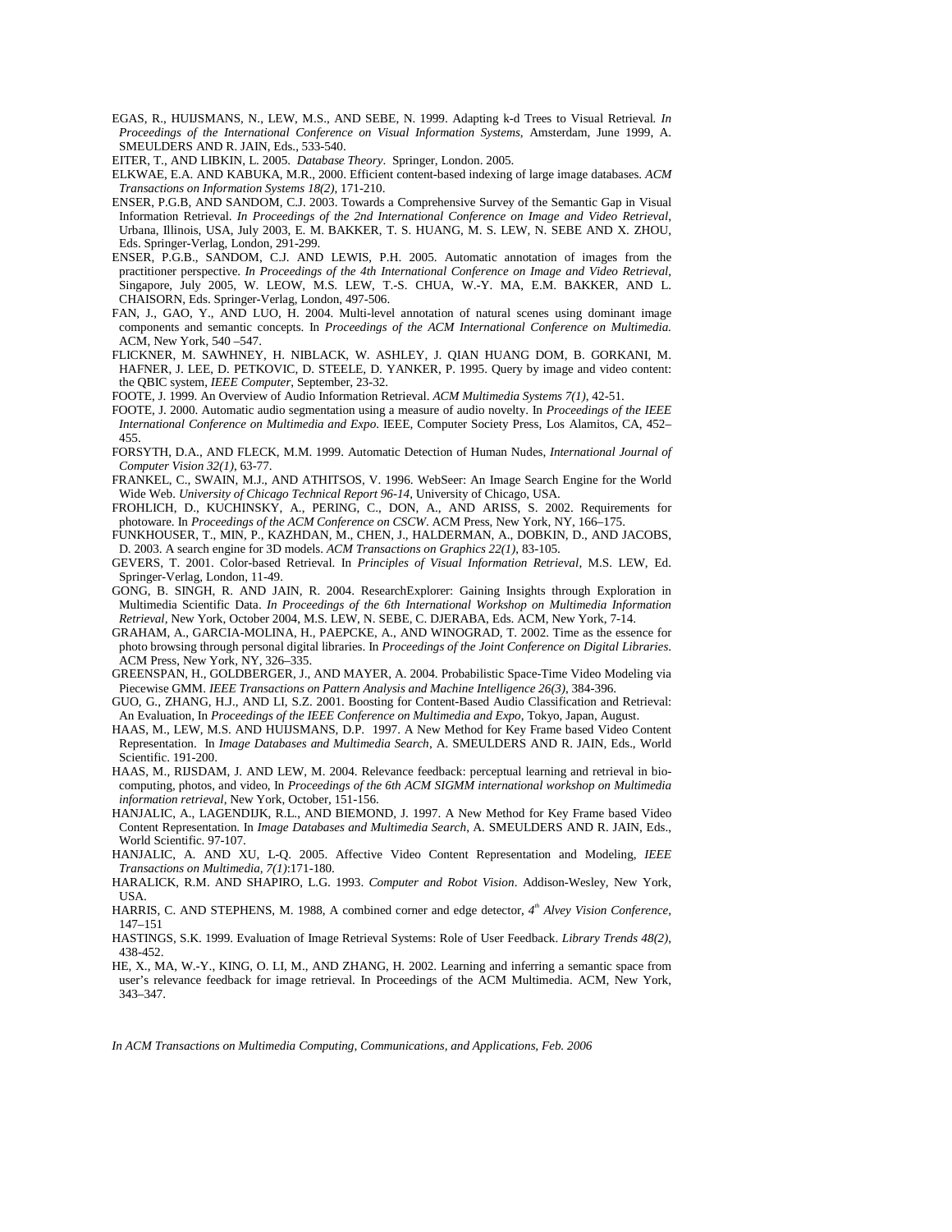EGAS, R., HUIJSMANS, N., LEW, M.S., AND SEBE, N. 1999. Adapting k-d Trees to Visual Retrieval. *In Proceedings of the International Conference on Visual Information Systems*, Amsterdam, June 1999, A. SMEULDERS AND R. JAIN, Eds., 533-540.

EITER, T., AND LIBKIN, L. 2005. *Database Theory*. Springer, London. 2005.

ELKWAE, E.A. AND KABUKA, M.R., 2000. Efficient content-based indexing of large image databases. *ACM Transactions on Information Systems 18(2)*, 171-210.

ENSER, P.G.B, AND SANDOM, C.J. 2003. Towards a Comprehensive Survey of the Semantic Gap in Visual Information Retrieval. *In Proceedings of the 2nd International Conference on Image and Video Retrieval*, Urbana, Illinois, USA, July 2003, E. M. BAKKER, T. S. HUANG, M. S. LEW, N. SEBE AND X. ZHOU, Eds. Springer-Verlag, London, 291-299.

ENSER, P.G.B., SANDOM, C.J. AND LEWIS, P.H. 2005. Automatic annotation of images from the practitioner perspective. *In Proceedings of the 4th International Conference on Image and Video Retrieval*, Singapore, July 2005, W. LEOW, M.S. LEW, T.-S. CHUA, W.-Y. MA, E.M. BAKKER, AND L. CHAISORN, Eds. Springer-Verlag, London, 497-506.

FAN, J., GAO, Y., AND LUO, H. 2004. Multi-level annotation of natural scenes using dominant image components and semantic concepts. In *Proceedings of the ACM International Conference on Multimedia.* ACM, New York, 540 –547.

FLICKNER, M. SAWHNEY, H. NIBLACK, W. ASHLEY, J. QIAN HUANG DOM, B. GORKANI, M. HAFNER, J. LEE, D. PETKOVIC, D. STEELE, D. YANKER, P. 1995. Query by image and video content: the QBIC system, *IEEE Computer*, September, 23-32.

FOOTE, J. 1999. An Overview of Audio Information Retrieval. *ACM Multimedia Systems 7(1)*, 42-51.

FOOTE, J. 2000. Automatic audio segmentation using a measure of audio novelty. In *Proceedings of the IEEE International Conference on Multimedia and Expo*. IEEE, Computer Society Press, Los Alamitos, CA, 452–455.

FORSYTH, D.A., AND FLECK, M.M. 1999. Automatic Detection of Human Nudes, *International Journal of Computer Vision 32(1)*, 63-77.

FRANKEL, C., SWAIN, M.J., AND ATHITSOS, V. 1996. WebSeer: An Image Search Engine for the World Wide Web. *University of Chicago Technical Report 96-14*, University of Chicago, USA.

FROHLICH, D., KUCHINSKY, A., PERING, C., DON, A., AND ARISS, S. 2002. Requirements for photoware. In *Proceedings of the ACM Conference on CSCW*. ACM Press, New York, NY, 166–175.

FUNKHOUSER, T., MIN, P., KAZHDAN, M., CHEN, J., HALDERMAN, A., DOBKIN, D., AND JACOBS, D. 2003. A search engine for 3D models. *ACM Transactions on Graphics 22(1)*, 83-105.

GEVERS, T. 2001. Color-based Retrieval. In *Principles of Visual Information Retrieval*, M.S. LEW, Ed. Springer-Verlag, London, 11-49.

GONG, B. SINGH, R. AND JAIN, R. 2004. ResearchExplorer: Gaining Insights through Exploration in Multimedia Scientific Data. *In Proceedings of the 6th International Workshop on Multimedia Information Retrieval*, New York, October 2004, M.S. LEW, N. SEBE, C. DJERABA, Eds. ACM, New York, 7-14.

GRAHAM, A., GARCIA-MOLINA, H., PAEPCKE, A., AND WINOGRAD, T. 2002. Time as the essence for photo browsing through personal digital libraries. In *Proceedings of the Joint Conference on Digital Libraries*. ACM Press, New York, NY, 326–335.

GREENSPAN, H., GOLDBERGER, J., AND MAYER, A. 2004. Probabilistic Space-Time Video Modeling via Piecewise GMM. *IEEE Transactions on Pattern Analysis and Machine Intelligence 26(3)*, 384-396.

GUO, G., ZHANG, H.J., AND LI, S.Z. 2001. Boosting for Content-Based Audio Classification and Retrieval: An Evaluation, In *Proceedings of the IEEE Conference on Multimedia and Expo*, Tokyo, Japan, August.

HAAS, M., LEW, M.S. AND HUIJSMANS, D.P. 1997. A New Method for Key Frame based Video Content Representation. In *Image Databases and Multimedia Search*, A. SMEULDERS AND R. JAIN, Eds., World Scientific. 191-200.

HAAS, M., RIJSDAM, J. AND LEW, M. 2004. Relevance feedback: perceptual learning and retrieval in bio-computing, photos, and video, In *Proceedings of the 6th ACM SIGMM international workshop on Multimedia information retrieval*, New York, October, 151-156.

HANJALIC, A., LAGENDIJK, R.L., AND BIEMOND, J. 1997. A New Method for Key Frame based Video Content Representation. In *Image Databases and Multimedia Search*, A. SMEULDERS AND R. JAIN, Eds., World Scientific. 97-107.

HANJALIC, A. AND XU, L-Q. 2005. Affective Video Content Representation and Modeling, *IEEE Transactions on Multimedia, 7(1)*:171-180.

HARALICK, R.M. AND SHAPIRO, L.G. 1993. *Computer and Robot Vision*. Addison-Wesley, New York, USA.

HARRIS, C. AND STEPHENS, M. 1988, A combined corner and edge detector, *4th Alvey Vision Conference*, 147–151

HASTINGS, S.K. 1999. Evaluation of Image Retrieval Systems: Role of User Feedback. *Library Trends 48(2)*, 438-452.

HE, X., MA, W.-Y., KING, O. LI, M., AND ZHANG, H. 2002. Learning and inferring a semantic space from user's relevance feedback for image retrieval. In Proceedings of the ACM Multimedia. ACM, New York, 343–347.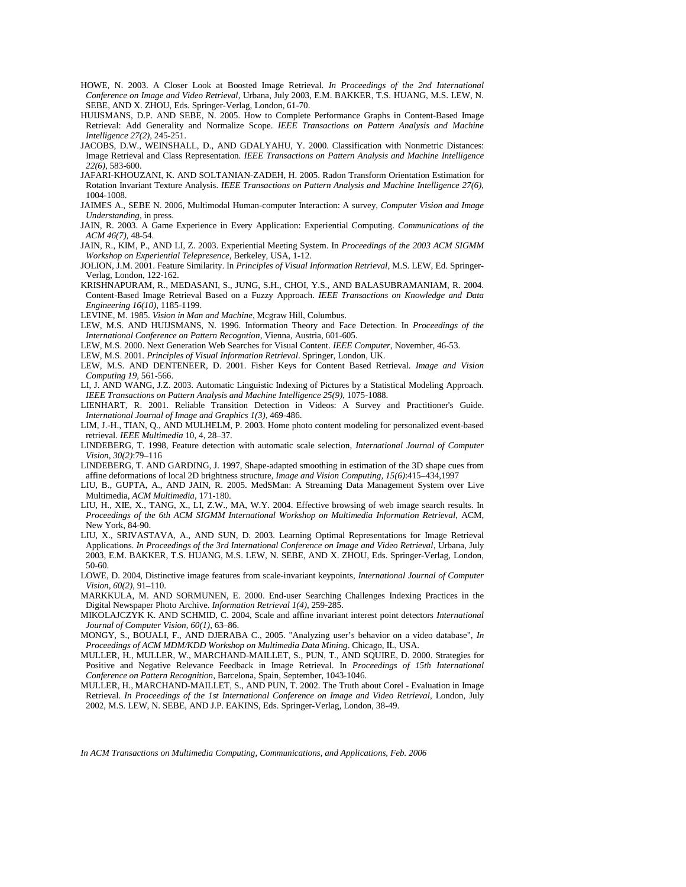HOWE, N. 2003. A Closer Look at Boosted Image Retrieval. *In Proceedings of the 2nd International Conference on Image and Video Retrieval*, Urbana, July 2003, E.M. BAKKER, T.S. HUANG, M.S. LEW, N. SEBE, AND X. ZHOU, Eds. Springer-Verlag, London, 61-70.

HUIJSMANS, D.P. AND SEBE, N. 2005. How to Complete Performance Graphs in Content-Based Image Retrieval: Add Generality and Normalize Scope. *IEEE Transactions on Pattern Analysis and Machine Intelligence 27(2)*, 245-251.

JACOBS, D.W., WEINSHALL, D., AND GDALYAHU, Y. 2000. Classification with Nonmetric Distances: Image Retrieval and Class Representation. *IEEE Transactions on Pattern Analysis and Machine Intelligence 22(6)*, 583-600.

JAFARI-KHOUZANI, K. AND SOLTANIAN-ZADEH, H. 2005. Radon Transform Orientation Estimation for Rotation Invariant Texture Analysis. *IEEE Transactions on Pattern Analysis and Machine Intelligence 27(6)*, 1004-1008.

JAIMES A., SEBE N. 2006, Multimodal Human-computer Interaction: A survey, *Computer Vision and Image Understanding*, in press.

JAIN, R. 2003. A Game Experience in Every Application: Experiential Computing. *Communications of the ACM 46(7)*, 48-54.

JAIN, R., KIM, P., AND LI, Z. 2003. Experiential Meeting System. In *Proceedings of the 2003 ACM SIGMM Workshop on Experiential Telepresence*, Berkeley, USA, 1-12.

JOLION, J.M. 2001. Feature Similarity. In *Principles of Visual Information Retrieval*, M.S. LEW, Ed. Springer-Verlag, London, 122-162.

KRISHNAPURAM, R., MEDASANI, S., JUNG, S.H., CHOI, Y.S., AND BALASUBRAMANIAM, R. 2004. Content-Based Image Retrieval Based on a Fuzzy Approach. *IEEE Transactions on Knowledge and Data Engineering 16(10)*, 1185-1199.

LEVINE, M. 1985. *Vision in Man and Machine*, Mcgraw Hill, Columbus.

LEW, M.S. AND HUIJSMANS, N. 1996. Information Theory and Face Detection. In *Proceedings of the International Conference on Pattern Recogntion*, Vienna, Austria, 601-605.

LEW, M.S. 2000. Next Generation Web Searches for Visual Content. *IEEE Computer*, November, 46-53.

LEW, M.S. 2001. *Principles of Visual Information Retrieval*. Springer, London, UK.

LEW, M.S. AND DENTENEER, D. 2001. Fisher Keys for Content Based Retrieval. *Image and Vision Computing 19*, 561-566.

LI, J. AND WANG, J.Z. 2003. Automatic Linguistic Indexing of Pictures by a Statistical Modeling Approach. *IEEE Transactions on Pattern Analysis and Machine Intelligence 25(9)*, 1075-1088.

LIENHART, R. 2001. Reliable Transition Detection in Videos: A Survey and Practitioner's Guide. *International Journal of Image and Graphics 1(3)*, 469-486.

LIM, J.-H., TIAN, Q., AND MULHELM, P. 2003. Home photo content modeling for personalized event-based retrieval. *IEEE Multimedia* 10, 4, 28–37.

LINDEBERG, T. 1998, Feature detection with automatic scale selection, *International Journal of Computer Vision, 30(2)*:79–116

LINDEBERG, T. AND GARDING, J. 1997, Shape-adapted smoothing in estimation of the 3D shape cues from affine deformations of local 2D brightness structure, *Image and Vision Computing, 15(6)*:415–434,1997

LIU, B., GUPTA, A., AND JAIN, R. 2005. MedSMan: A Streaming Data Management System over Live Multimedia, *ACM Multimedia*, 171-180.

LIU, H., XIE, X., TANG, X., LI, Z.W., MA, W.Y. 2004. Effective browsing of web image search results. In *Proceedings of the 6th ACM SIGMM International Workshop on Multimedia Information Retrieval*, ACM, New York, 84-90.

LIU, X., SRIVASTAVA, A., AND SUN, D. 2003. Learning Optimal Representations for Image Retrieval Applications. *In Proceedings of the 3rd International Conference on Image and Video Retrieval*, Urbana, July 2003, E.M. BAKKER, T.S. HUANG, M.S. LEW, N. SEBE, AND X. ZHOU, Eds. Springer-Verlag, London, 50-60.

LOWE, D. 2004, Distinctive image features from scale-invariant keypoints, *International Journal of Computer Vision, 60(2)*, 91–110.

MARKKULA, M. AND SORMUNEN, E. 2000. End-user Searching Challenges Indexing Practices in the Digital Newspaper Photo Archive. *Information Retrieval 1(4)*, 259-285.

MIKOLAJCZYK K. AND SCHMID, C. 2004, Scale and affine invariant interest point detectors *International Journal of Computer Vision, 60(1)*, 63–86.

MONGY, S., BOUALI, F., AND DJERABA C., 2005. "Analyzing user's behavior on a video database", *In Proceedings of ACM MDM/KDD Workshop on Multimedia Data Mining*. Chicago, IL, USA.

MULLER, H., MULLER, W., MARCHAND-MAILLET, S., PUN, T., AND SQUIRE, D. 2000. Strategies for Positive and Negative Relevance Feedback in Image Retrieval. In *Proceedings of 15th International Conference on Pattern Recognition*, Barcelona, Spain, September, 1043-1046.

MULLER, H., MARCHAND-MAILLET, S., AND PUN, T. 2002. The Truth about Corel - Evaluation in Image Retrieval. *In Proceedings of the 1st International Conference on Image and Video Retrieval*, London, July 2002, M.S. LEW, N. SEBE, AND J.P. EAKINS, Eds. Springer-Verlag, London, 38-49.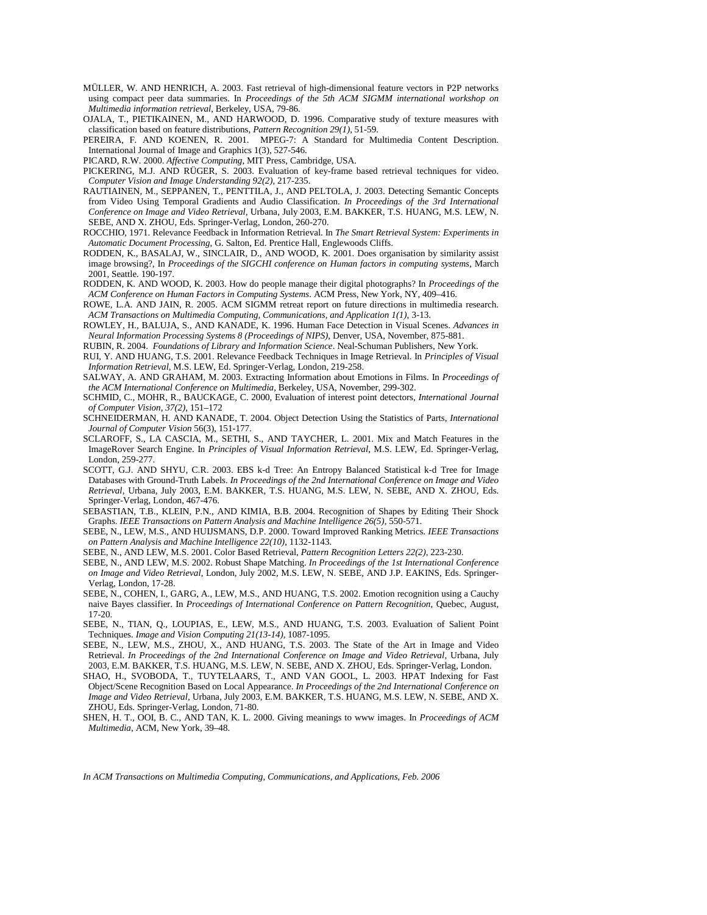MÜLLER, W. AND HENRICH, A. 2003. Fast retrieval of high-dimensional feature vectors in P2P networks using compact peer data summaries. In *Proceedings of the 5th ACM SIGMM international workshop on Multimedia information retrieval*, Berkeley, USA, 79-86.

OJALA, T., PIETIKAINEN, M., AND HARWOOD, D. 1996. Comparative study of texture measures with classification based on feature distributions, *Pattern Recognition 29(1)*, 51-59.

PEREIRA, F. AND KOENEN, R. 2001. MPEG-7: A Standard for Multimedia Content Description. International Journal of Image and Graphics 1(3), 527-546.

PICARD, R.W. 2000. *Affective Computing*, MIT Press, Cambridge, USA.

PICKERING, M.J. AND RÜGER, S. 2003. Evaluation of key-frame based retrieval techniques for video. *Computer Vision and Image Understanding 92(2)*, 217-235.

RAUTIAINEN, M., SEPPANEN, T., PENTTILA, J., AND PELTOLA, J. 2003. Detecting Semantic Concepts from Video Using Temporal Gradients and Audio Classification. *In Proceedings of the 3rd International Conference on Image and Video Retrieval*, Urbana, July 2003, E.M. BAKKER, T.S. HUANG, M.S. LEW, N. SEBE, AND X. ZHOU, Eds. Springer-Verlag, London, 260-270.

ROCCHIO, 1971. Relevance Feedback in Information Retrieval. In *The Smart Retrieval System: Experiments in Automatic Document Processing*, G. Salton, Ed. Prentice Hall, Englewoods Cliffs.

RODDEN, K., BASALAJ, W., SINCLAIR, D., AND WOOD, K. 2001. Does organisation by similarity assist image browsing?, In *Proceedings of the SIGCHI conference on Human factors in computing systems*, March 2001, Seattle. 190-197.

RODDEN, K. AND WOOD, K. 2003. How do people manage their digital photographs? In *Proceedings of the ACM Conference on Human Factors in Computing Systems*. ACM Press, New York, NY, 409–416.

ROWE, L.A. AND JAIN, R. 2005. ACM SIGMM retreat report on future directions in multimedia research. *ACM Transactions on Multimedia Computing, Communications, and Application 1(1)*, 3-13.

ROWLEY, H., BALUJA, S., AND KANADE, K. 1996. Human Face Detection in Visual Scenes. *Advances in Neural Information Processing Systems 8 (Proceedings of NIPS)*, Denver, USA, November, 875-881.

RUBIN, R. 2004. *Foundations of Library and Information Science*. Neal-Schuman Publishers, New York.

RUI, Y. AND HUANG, T.S. 2001. Relevance Feedback Techniques in Image Retrieval. In *Principles of Visual Information Retrieval*, M.S. LEW, Ed. Springer-Verlag, London, 219-258.

SALWAY, A. AND GRAHAM, M. 2003. Extracting Information about Emotions in Films. In *Proceedings of the ACM International Conference on Multimedia*, Berkeley, USA, November, 299-302.

SCHMID, C., MOHR, R., BAUCKAGE, C. 2000, Evaluation of interest point detectors, *International Journal of Computer Vision, 37(2)*, 151–172

SCHNEIDERMAN, H. AND KANADE, T. 2004. Object Detection Using the Statistics of Parts, *International Journal of Computer Vision* 56(3), 151-177.

SCLAROFF, S., LA CASCIA, M., SETHI, S., AND TAYCHER, L. 2001. Mix and Match Features in the ImageRover Search Engine. In *Principles of Visual Information Retrieval*, M.S. LEW, Ed. Springer-Verlag, London, 259-277.

SCOTT, G.J. AND SHYU, C.R. 2003. EBS k-d Tree: An Entropy Balanced Statistical k-d Tree for Image Databases with Ground-Truth Labels. *In Proceedings of the 2nd International Conference on Image and Video Retrieval*, Urbana, July 2003, E.M. BAKKER, T.S. HUANG, M.S. LEW, N. SEBE, AND X. ZHOU, Eds. Springer-Verlag, London, 467-476.

SEBASTIAN, T.B., KLEIN, P.N., AND KIMIA, B.B. 2004. Recognition of Shapes by Editing Their Shock Graphs. *IEEE Transactions on Pattern Analysis and Machine Intelligence 26(5)*, 550-571.

SEBE, N., LEW, M.S., AND HUIJSMANS, D.P. 2000. Toward Improved Ranking Metrics. *IEEE Transactions on Pattern Analysis and Machine Intelligence 22(10)*, 1132-1143.

SEBE, N., AND LEW, M.S. 2001. Color Based Retrieval, *Pattern Recognition Letters 22(2)*, 223-230.

SEBE, N., AND LEW, M.S. 2002. Robust Shape Matching. *In Proceedings of the 1st International Conference on Image and Video Retrieval*, London, July 2002, M.S. LEW, N. SEBE, AND J.P. EAKINS, Eds. Springer-Verlag, London, 17-28.

SEBE, N., COHEN, I., GARG, A., LEW, M.S., AND HUANG, T.S. 2002. Emotion recognition using a Cauchy naive Bayes classifier. In *Proceedings of International Conference on Pattern Recognition*, Quebec, August, 17-20.

SEBE, N., TIAN, Q., LOUPIAS, E., LEW, M.S., AND HUANG, T.S. 2003. Evaluation of Salient Point Techniques. *Image and Vision Computing 21(13-14)*, 1087-1095.

SEBE, N., LEW, M.S., ZHOU, X., AND HUANG, T.S. 2003. The State of the Art in Image and Video Retrieval. *In Proceedings of the 2nd International Conference on Image and Video Retrieval*, Urbana, July 2003, E.M. BAKKER, T.S. HUANG, M.S. LEW, N. SEBE, AND X. ZHOU, Eds. Springer-Verlag, London.

SHAO, H., SVOBODA, T., TUYTELAARS, T., AND VAN GOOL, L. 2003. HPAT Indexing for Fast Object/Scene Recognition Based on Local Appearance. *In Proceedings of the 2nd International Conference on Image and Video Retrieval*, Urbana, July 2003, E.M. BAKKER, T.S. HUANG, M.S. LEW, N. SEBE, AND X. ZHOU, Eds. Springer-Verlag, London, 71-80.

SHEN, H. T., OOI, B. C., AND TAN, K. L. 2000. Giving meanings to www images. In *Proceedings of ACM Multimedia*, ACM, New York, 39–48.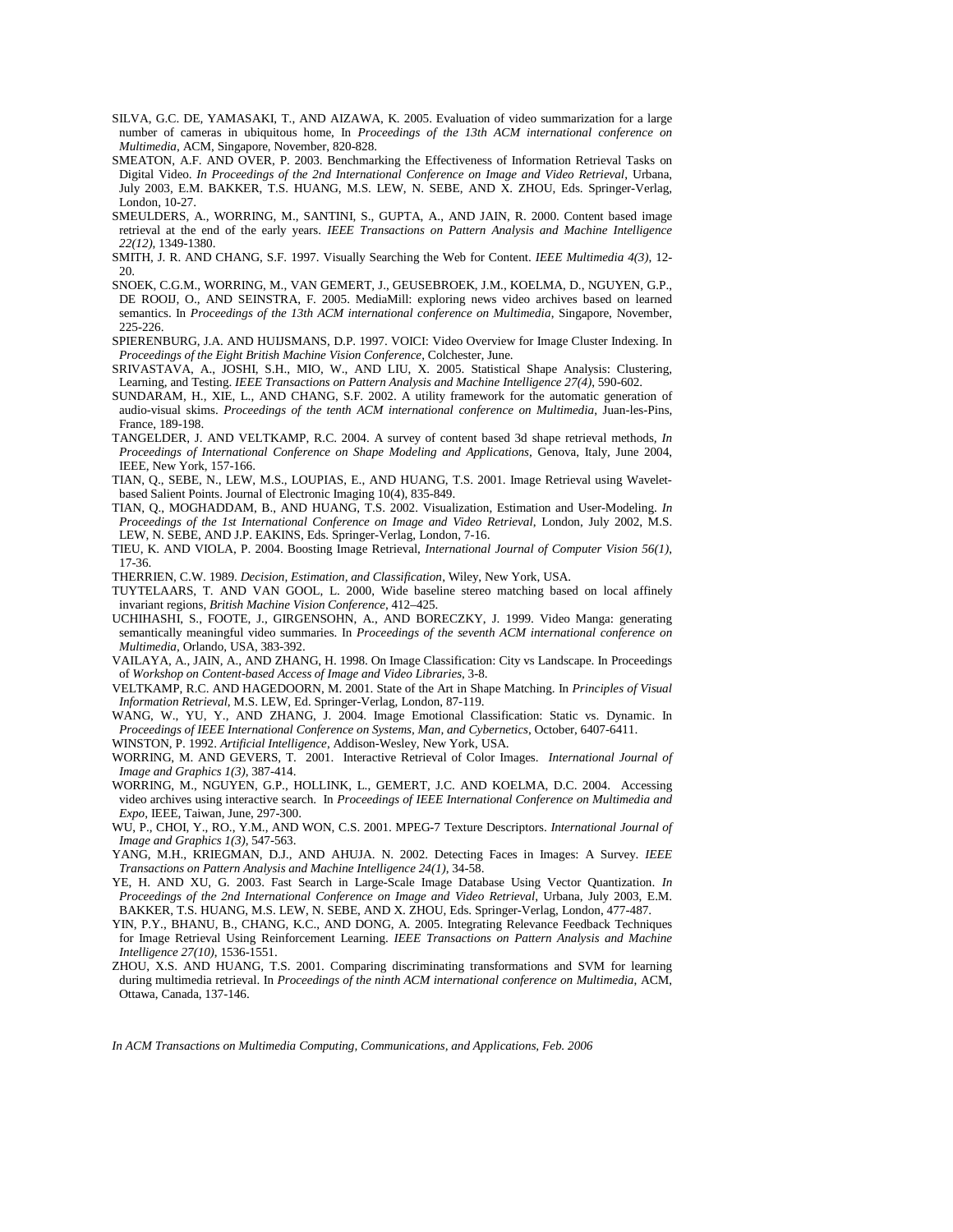SILVA, G.C. DE, YAMASAKI, T., AND AIZAWA, K. 2005. Evaluation of video summarization for a large number of cameras in ubiquitous home, In *Proceedings of the 13th ACM international conference on Multimedia*, ACM, Singapore, November, 820-828.

SMEATON, A.F. AND OVER, P. 2003. Benchmarking the Effectiveness of Information Retrieval Tasks on Digital Video. *In Proceedings of the 2nd International Conference on Image and Video Retrieval*, Urbana, July 2003, E.M. BAKKER, T.S. HUANG, M.S. LEW, N. SEBE, AND X. ZHOU, Eds. Springer-Verlag, London, 10-27.

SMEULDERS, A., WORRING, M., SANTINI, S., GUPTA, A., AND JAIN, R. 2000. Content based image retrieval at the end of the early years. *IEEE Transactions on Pattern Analysis and Machine Intelligence 22(12)*, 1349-1380.

SMITH, J. R. AND CHANG, S.F. 1997. Visually Searching the Web for Content. *IEEE Multimedia 4(3)*, 12-20.

SNOEK, C.G.M., WORRING, M., VAN GEMERT, J., GEUSEBROEK, J.M., KOELMA, D., NGUYEN, G.P., DE ROOIJ, O., AND SEINSTRA, F. 2005. MediaMill: exploring news video archives based on learned semantics. In *Proceedings of the 13th ACM international conference on Multimedia*, Singapore, November, 225-226.

SPIERENBURG, J.A. AND HUIJSMANS, D.P. 1997. VOICI: Video Overview for Image Cluster Indexing. In *Proceedings of the Eight British Machine Vision Conference*, Colchester, June.

SRIVASTAVA, A., JOSHI, S.H., MIO, W., AND LIU, X. 2005. Statistical Shape Analysis: Clustering, Learning, and Testing. *IEEE Transactions on Pattern Analysis and Machine Intelligence 27(4)*, 590-602.

SUNDARAM, H., XIE, L., AND CHANG, S.F. 2002. A utility framework for the automatic generation of audio-visual skims. *Proceedings of the tenth ACM international conference on Multimedia*, Juan-les-Pins, France, 189-198.

TANGELDER, J. AND VELTKAMP, R.C. 2004. A survey of content based 3d shape retrieval methods, *In Proceedings of International Conference on Shape Modeling and Applications*, Genova, Italy, June 2004, IEEE, New York, 157-166.

TIAN, Q., SEBE, N., LEW, M.S., LOUPIAS, E., AND HUANG, T.S. 2001. Image Retrieval using Wavelet-based Salient Points. Journal of Electronic Imaging 10(4), 835-849.

TIAN, Q., MOGHADDAM, B., AND HUANG, T.S. 2002. Visualization, Estimation and User-Modeling. *In Proceedings of the 1st International Conference on Image and Video Retrieval*, London, July 2002, M.S. LEW, N. SEBE, AND J.P. EAKINS, Eds. Springer-Verlag, London, 7-16.

TIEU, K. AND VIOLA, P. 2004. Boosting Image Retrieval, *International Journal of Computer Vision 56(1)*, 17-36.

THERRIEN, C.W. 1989. *Decision, Estimation, and Classification*, Wiley, New York, USA.

TUYTELAARS, T. AND VAN GOOL, L. 2000, Wide baseline stereo matching based on local affinely invariant regions, *British Machine Vision Conference*, 412–425.

UCHIHASHI, S., FOOTE, J., GIRGENSOHN, A., AND BORECZKY, J. 1999. Video Manga: generating semantically meaningful video summaries. In *Proceedings of the seventh ACM international conference on Multimedia*, Orlando, USA, 383-392.

VAILAYA, A., JAIN, A., AND ZHANG, H. 1998. On Image Classification: City vs Landscape. In Proceedings of *Workshop on Content-based Access of Image and Video Libraries*, 3-8.

VELTKAMP, R.C. AND HAGEDOORN, M. 2001. State of the Art in Shape Matching. In *Principles of Visual Information Retrieval*, M.S. LEW, Ed. Springer-Verlag, London, 87-119.

WANG, W., YU, Y., AND ZHANG, J. 2004. Image Emotional Classification: Static vs. Dynamic. In *Proceedings of IEEE International Conference on Systems, Man, and Cybernetics*, October, 6407-6411.

WINSTON, P. 1992. *Artificial Intelligence*, Addison-Wesley, New York, USA.

WORRING, M. AND GEVERS, T. 2001. Interactive Retrieval of Color Images. *International Journal of Image and Graphics 1(3)*, 387-414.

WORRING, M., NGUYEN, G.P., HOLLINK, L., GEMERT, J.C. AND KOELMA, D.C. 2004. Accessing video archives using interactive search. In *Proceedings of IEEE International Conference on Multimedia and Expo*, IEEE, Taiwan, June, 297-300.

WU, P., CHOI, Y., RO., Y.M., AND WON, C.S. 2001. MPEG-7 Texture Descriptors. *International Journal of Image and Graphics 1(3)*, 547-563.

YANG, M.H., KRIEGMAN, D.J., AND AHUJA. N. 2002. Detecting Faces in Images: A Survey. *IEEE Transactions on Pattern Analysis and Machine Intelligence 24(1)*, 34-58.

YE, H. AND XU, G. 2003. Fast Search in Large-Scale Image Database Using Vector Quantization. *In Proceedings of the 2nd International Conference on Image and Video Retrieval*, Urbana, July 2003, E.M. BAKKER, T.S. HUANG, M.S. LEW, N. SEBE, AND X. ZHOU, Eds. Springer-Verlag, London, 477-487.

YIN, P.Y., BHANU, B., CHANG, K.C., AND DONG, A. 2005. Integrating Relevance Feedback Techniques for Image Retrieval Using Reinforcement Learning. *IEEE Transactions on Pattern Analysis and Machine Intelligence 27(10)*, 1536-1551.

ZHOU, X.S. AND HUANG, T.S. 2001. Comparing discriminating transformations and SVM for learning during multimedia retrieval. In *Proceedings of the ninth ACM international conference on Multimedia*, ACM, Ottawa, Canada, 137-146.